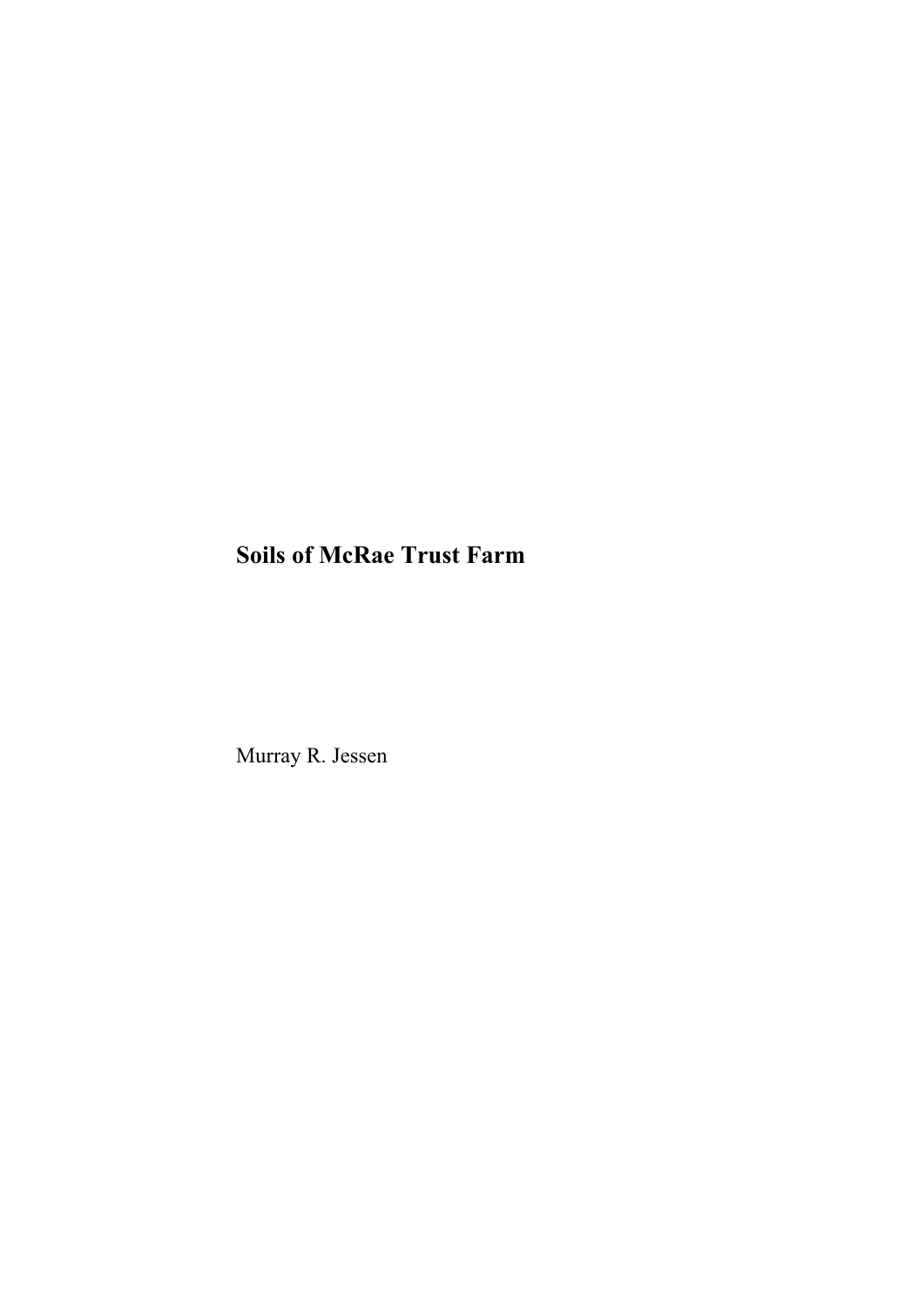# Soils of McRae Trust Farm

Murray R. Jessen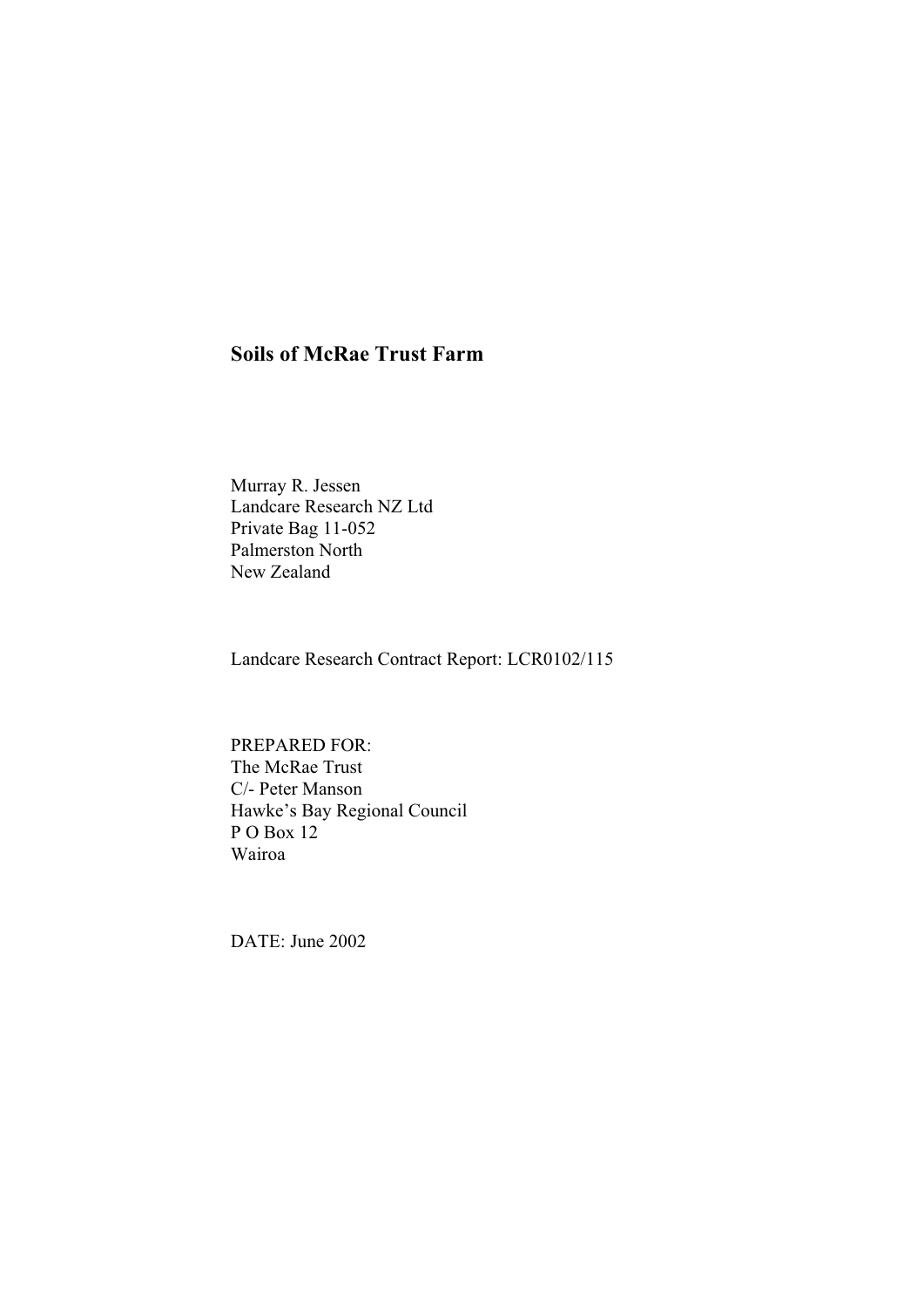# Soils of McRae Trust Farm

Murray R. Jessen  
Landcare Research NZ Ltd  
Private Bag 11-052  
Palmerston North  
New Zealand

Landcare Research Contract Report: LCR0102/115

PREPARED FOR:  
The McRae Trust  
C/- Peter Manson  
Hawke's Bay Regional Council  
P O Box 12  
Wairoa

DATE: June 2002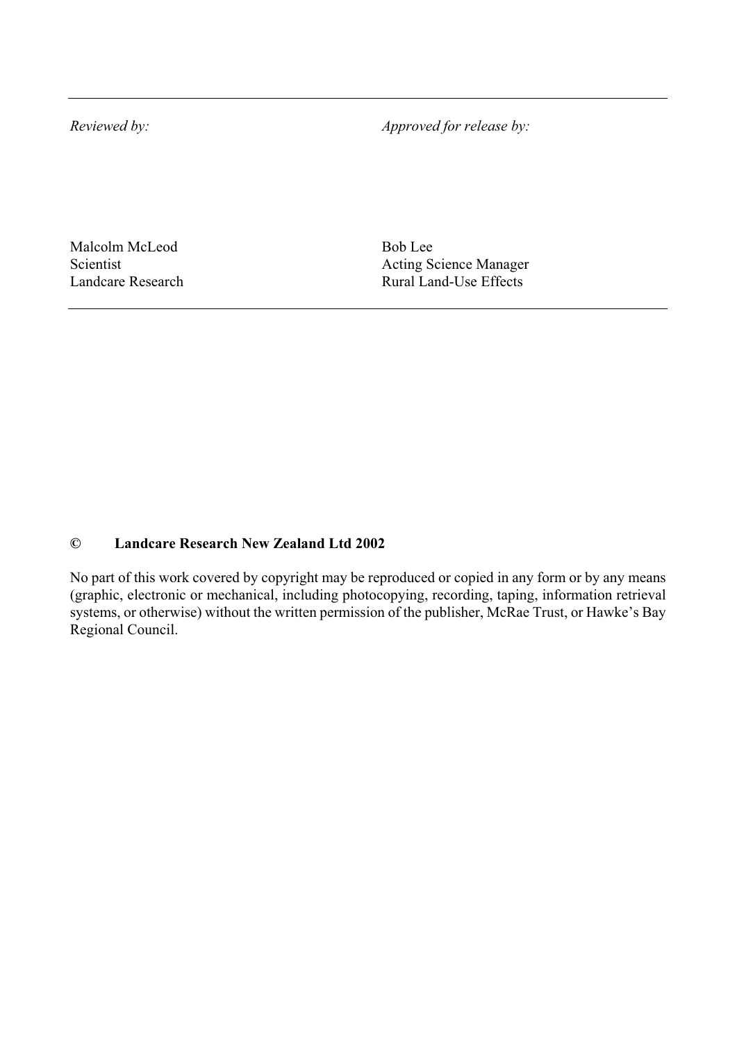| *Reviewed by:* | *Approved for release by:* |
|---|---|
| Malcolm McLeod<br>Scientist<br>Landcare Research | Bob Lee<br>Acting Science Manager<br>Rural Land-Use Effects |

**© Landcare Research New Zealand Ltd 2002**

No part of this work covered by copyright may be reproduced or copied in any form or by any means (graphic, electronic or mechanical, including photocopying, recording, taping, information retrieval systems, or otherwise) without the written permission of the publisher, McRae Trust, or Hawke's Bay Regional Council.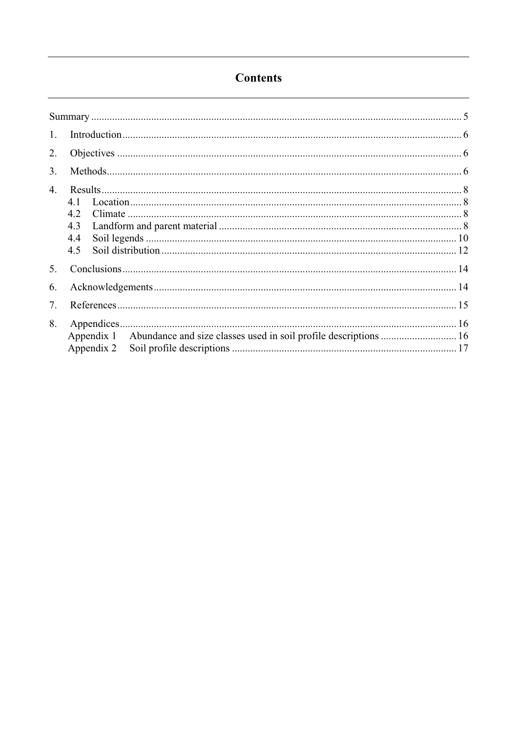# Contents

Summary ........................................................................................................................................ 5

1. Introduction ............................................................................................................................. 6

2. Objectives ............................................................................................................................... 6

3. Methods ................................................................................................................................... 6

4. Results ..................................................................................................................................... 8
   - 4.1 Location ............................................................................................................................ 8
   - 4.2 Climate ............................................................................................................................. 8
   - 4.3 Landform and parent material .......................................................................................... 8
   - 4.4 Soil legends ..................................................................................................................... 10
   - 4.5 Soil distribution ............................................................................................................... 12

5. Conclusions ........................................................................................................................... 14

6. Acknowledgements ................................................................................................................ 14

7. References ............................................................................................................................. 15

8. Appendices ............................................................................................................................ 16
   - Appendix 1 Abundance and size classes used in soil profile descriptions ............................ 16
   - Appendix 2 Soil profile descriptions ................................................................................... 17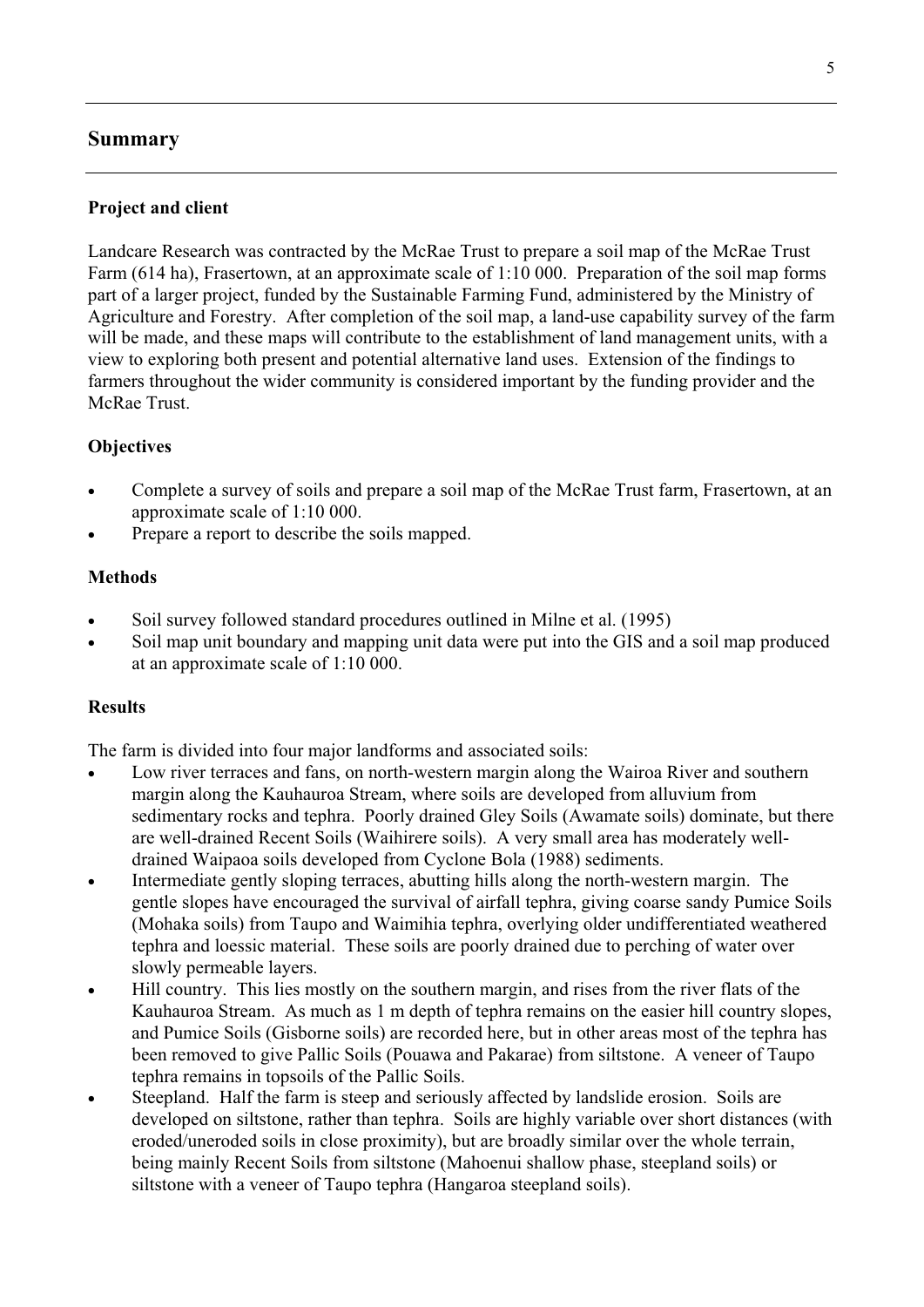## Summary

### Project and client

Landcare Research was contracted by the McRae Trust to prepare a soil map of the McRae Trust Farm (614 ha), Frasertown, at an approximate scale of 1:10 000. Preparation of the soil map forms part of a larger project, funded by the Sustainable Farming Fund, administered by the Ministry of Agriculture and Forestry. After completion of the soil map, a land-use capability survey of the farm will be made, and these maps will contribute to the establishment of land management units, with a view to exploring both present and potential alternative land uses. Extension of the findings to farmers throughout the wider community is considered important by the funding provider and the McRae Trust.

### Objectives

- Complete a survey of soils and prepare a soil map of the McRae Trust farm, Frasertown, at an approximate scale of 1:10 000.
- Prepare a report to describe the soils mapped.

### Methods

- Soil survey followed standard procedures outlined in Milne et al. (1995)
- Soil map unit boundary and mapping unit data were put into the GIS and a soil map produced at an approximate scale of 1:10 000.

### Results

The farm is divided into four major landforms and associated soils:

- Low river terraces and fans, on north-western margin along the Wairoa River and southern margin along the Kauhauroa Stream, where soils are developed from alluvium from sedimentary rocks and tephra. Poorly drained Gley Soils (Awamate soils) dominate, but there are well-drained Recent Soils (Waihirere soils). A very small area has moderately well-drained Waipaoa soils developed from Cyclone Bola (1988) sediments.
- Intermediate gently sloping terraces, abutting hills along the north-western margin. The gentle slopes have encouraged the survival of airfall tephra, giving coarse sandy Pumice Soils (Mohaka soils) from Taupo and Waimihia tephra, overlying older undifferentiated weathered tephra and loessic material. These soils are poorly drained due to perching of water over slowly permeable layers.
- Hill country. This lies mostly on the southern margin, and rises from the river flats of the Kauhauroa Stream. As much as 1 m depth of tephra remains on the easier hill country slopes, and Pumice Soils (Gisborne soils) are recorded here, but in other areas most of the tephra has been removed to give Pallic Soils (Pouawa and Pakarae) from siltstone. A veneer of Taupo tephra remains in topsoils of the Pallic Soils.
- Steepland. Half the farm is steep and seriously affected by landslide erosion. Soils are developed on siltstone, rather than tephra. Soils are highly variable over short distances (with eroded/uneroded soils in close proximity), but are broadly similar over the whole terrain, being mainly Recent Soils from siltstone (Mahoenui shallow phase, steepland soils) or siltstone with a veneer of Taupo tephra (Hangaroa steepland soils).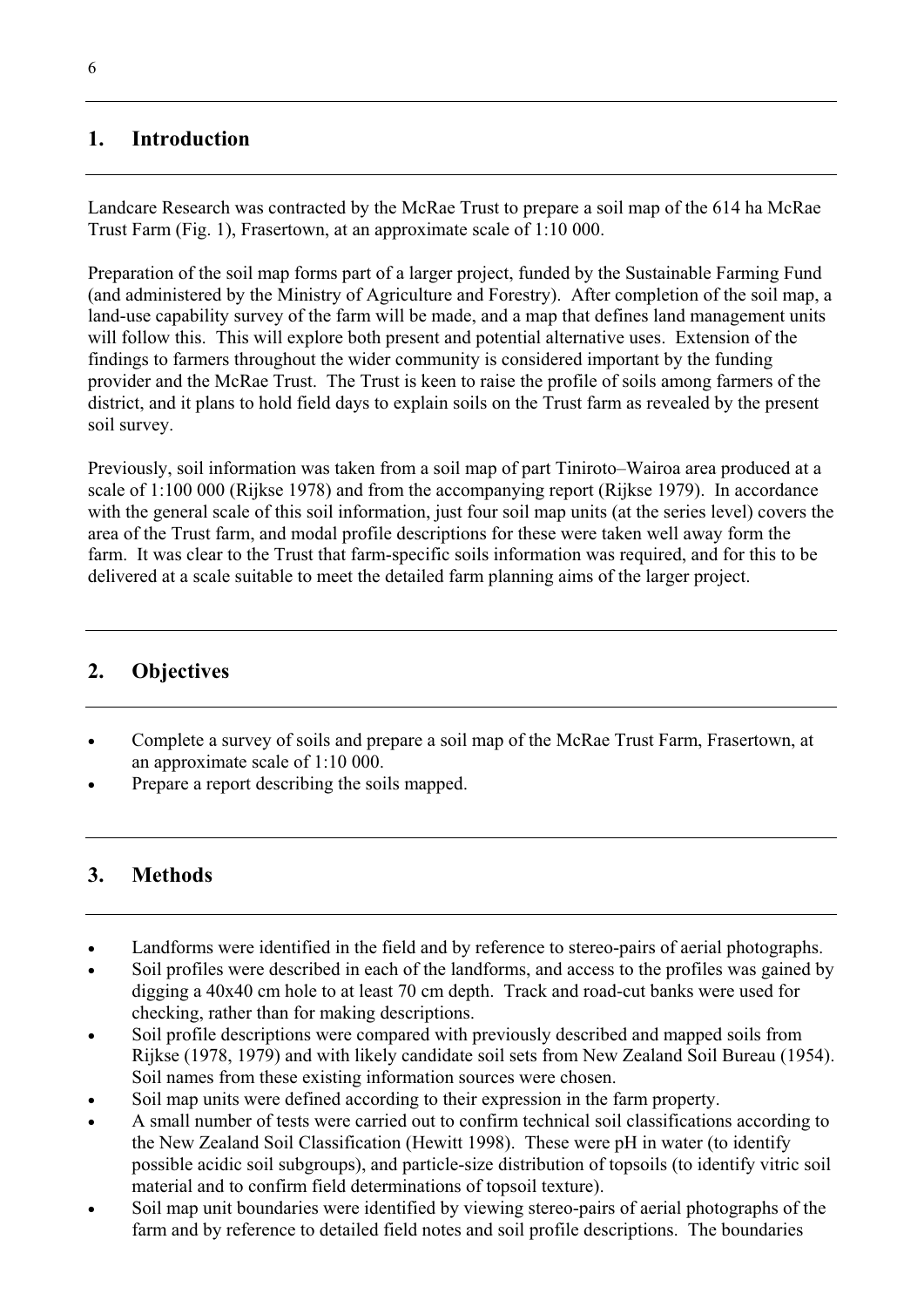## 1. Introduction

Landcare Research was contracted by the McRae Trust to prepare a soil map of the 614 ha McRae Trust Farm (Fig. 1), Frasertown, at an approximate scale of 1:10 000.

Preparation of the soil map forms part of a larger project, funded by the Sustainable Farming Fund (and administered by the Ministry of Agriculture and Forestry). After completion of the soil map, a land-use capability survey of the farm will be made, and a map that defines land management units will follow this. This will explore both present and potential alternative uses. Extension of the findings to farmers throughout the wider community is considered important by the funding provider and the McRae Trust. The Trust is keen to raise the profile of soils among farmers of the district, and it plans to hold field days to explain soils on the Trust farm as revealed by the present soil survey.

Previously, soil information was taken from a soil map of part Tiniroto–Wairoa area produced at a scale of 1:100 000 (Rijkse 1978) and from the accompanying report (Rijkse 1979). In accordance with the general scale of this soil information, just four soil map units (at the series level) covers the area of the Trust farm, and modal profile descriptions for these were taken well away form the farm. It was clear to the Trust that farm-specific soils information was required, and for this to be delivered at a scale suitable to meet the detailed farm planning aims of the larger project.

## 2. Objectives

- Complete a survey of soils and prepare a soil map of the McRae Trust Farm, Frasertown, at an approximate scale of 1:10 000.
- Prepare a report describing the soils mapped.

## 3. Methods

- Landforms were identified in the field and by reference to stereo-pairs of aerial photographs.
- Soil profiles were described in each of the landforms, and access to the profiles was gained by digging a 40x40 cm hole to at least 70 cm depth. Track and road-cut banks were used for checking, rather than for making descriptions.
- Soil profile descriptions were compared with previously described and mapped soils from Rijkse (1978, 1979) and with likely candidate soil sets from New Zealand Soil Bureau (1954). Soil names from these existing information sources were chosen.
- Soil map units were defined according to their expression in the farm property.
- A small number of tests were carried out to confirm technical soil classifications according to the New Zealand Soil Classification (Hewitt 1998). These were pH in water (to identify possible acidic soil subgroups), and particle-size distribution of topsoils (to identify vitric soil material and to confirm field determinations of topsoil texture).
- Soil map unit boundaries were identified by viewing stereo-pairs of aerial photographs of the farm and by reference to detailed field notes and soil profile descriptions. The boundaries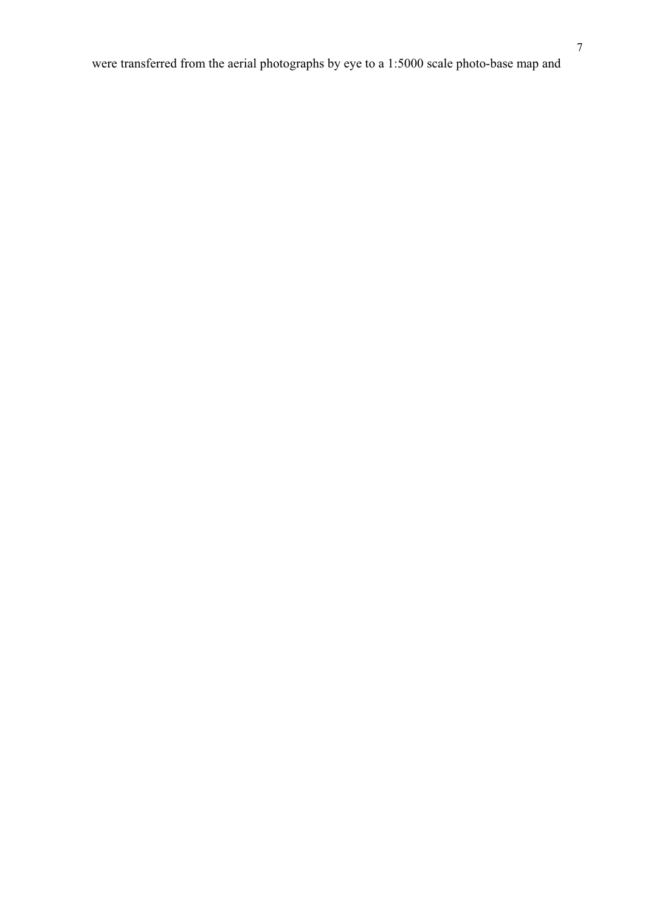were transferred from the aerial photographs by eye to a 1:5000 scale photo-base map and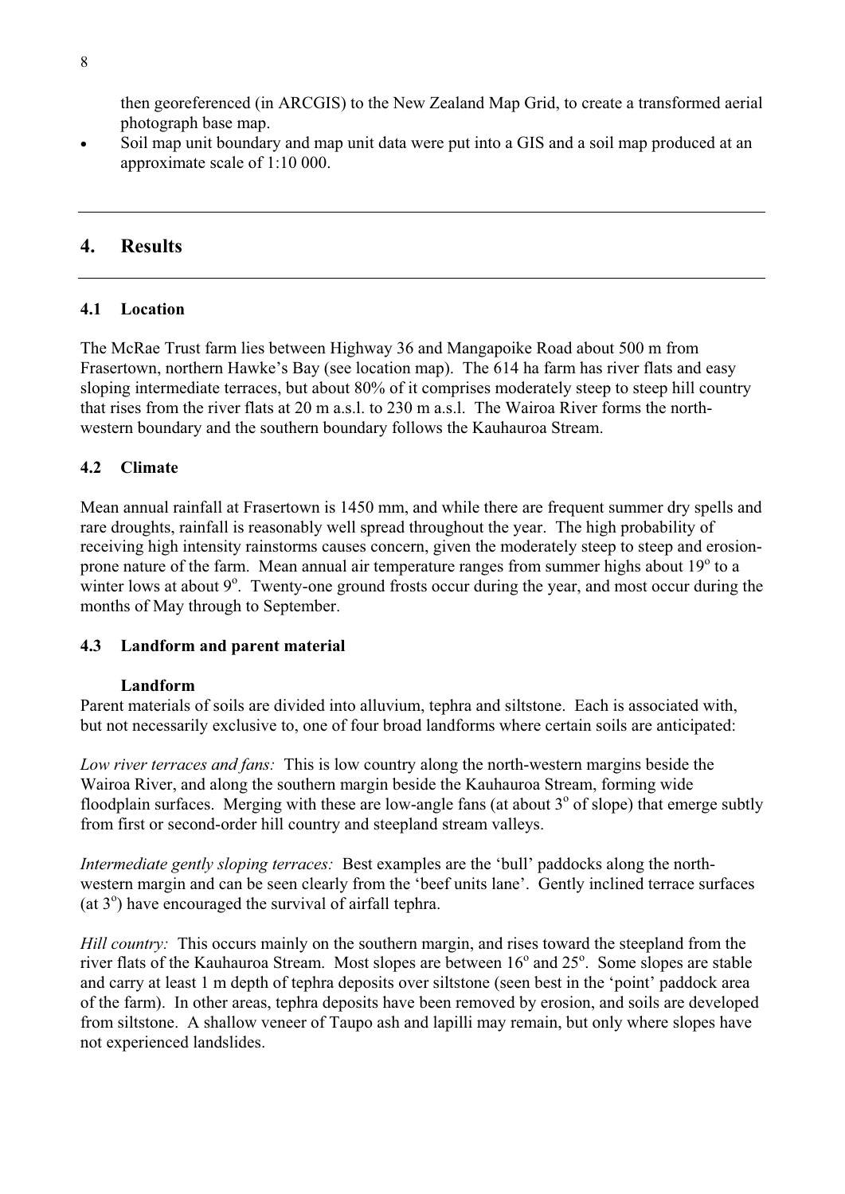then georeferenced (in ARCGIS) to the New Zealand Map Grid, to create a transformed aerial photograph base map.

- Soil map unit boundary and map unit data were put into a GIS and a soil map produced at an approximate scale of 1:10 000.

## 4. Results

### 4.1 Location

The McRae Trust farm lies between Highway 36 and Mangapoike Road about 500 m from Frasertown, northern Hawke's Bay (see location map). The 614 ha farm has river flats and easy sloping intermediate terraces, but about 80% of it comprises moderately steep to steep hill country that rises from the river flats at 20 m a.s.l. to 230 m a.s.l. The Wairoa River forms the north-western boundary and the southern boundary follows the Kauhauroa Stream.

### 4.2 Climate

Mean annual rainfall at Frasertown is 1450 mm, and while there are frequent summer dry spells and rare droughts, rainfall is reasonably well spread throughout the year. The high probability of receiving high intensity rainstorms causes concern, given the moderately steep to steep and erosion-prone nature of the farm. Mean annual air temperature ranges from summer highs about 19$^{o}$ to a winter lows at about 9$^{o}$. Twenty-one ground frosts occur during the year, and most occur during the months of May through to September.

### 4.3 Landform and parent material

#### Landform

Parent materials of soils are divided into alluvium, tephra and siltstone. Each is associated with, but not necessarily exclusive to, one of four broad landforms where certain soils are anticipated:

*Low river terraces and fans:* This is low country along the north-western margins beside the Wairoa River, and along the southern margin beside the Kauhauroa Stream, forming wide floodplain surfaces. Merging with these are low-angle fans (at about 3$^{o}$ of slope) that emerge subtly from first or second-order hill country and steepland stream valleys.

*Intermediate gently sloping terraces:* Best examples are the 'bull' paddocks along the north-western margin and can be seen clearly from the 'beef units lane'. Gently inclined terrace surfaces (at 3$^{o}$) have encouraged the survival of airfall tephra.

*Hill country:* This occurs mainly on the southern margin, and rises toward the steepland from the river flats of the Kauhauroa Stream. Most slopes are between 16$^{o}$ and 25$^{o}$. Some slopes are stable and carry at least 1 m depth of tephra deposits over siltstone (seen best in the 'point' paddock area of the farm). In other areas, tephra deposits have been removed by erosion, and soils are developed from siltstone. A shallow veneer of Taupo ash and lapilli may remain, but only where slopes have not experienced landslides.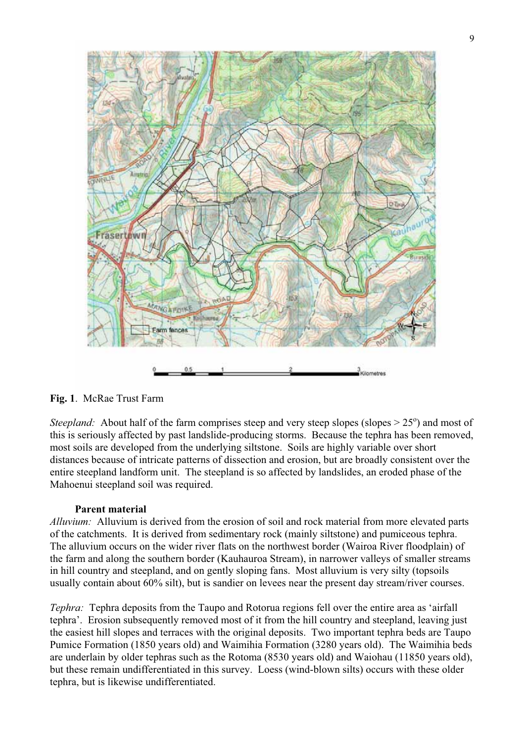**Fig. 1**. McRae Trust Farm

*Steepland:* About half of the farm comprises steep and very steep slopes (slopes > 25°) and most of this is seriously affected by past landslide-producing storms. Because the tephra has been removed, most soils are developed from the underlying siltstone. Soils are highly variable over short distances because of intricate patterns of dissection and erosion, but are broadly consistent over the entire steepland landform unit. The steepland is so affected by landslides, an eroded phase of the Mahoenui steepland soil was required.

**Parent material**

*Alluvium:* Alluvium is derived from the erosion of soil and rock material from more elevated parts of the catchments. It is derived from sedimentary rock (mainly siltstone) and pumiceous tephra. The alluvium occurs on the wider river flats on the northwest border (Wairoa River floodplain) of the farm and along the southern border (Kauhauroa Stream), in narrower valleys of smaller streams in hill country and steepland, and on gently sloping fans. Most alluvium is very silty (topsoils usually contain about 60% silt), but is sandier on levees near the present day stream/river courses.

*Tephra:* Tephra deposits from the Taupo and Rotorua regions fell over the entire area as 'airfall tephra'. Erosion subsequently removed most of it from the hill country and steepland, leaving just the easiest hill slopes and terraces with the original deposits. Two important tephra beds are Taupo Pumice Formation (1850 years old) and Waimihia Formation (3280 years old). The Waimihia beds are underlain by older tephras such as the Rotoma (8530 years old) and Waiohau (11850 years old), but these remain undifferentiated in this survey. Loess (wind-blown silts) occurs with these older tephra, but is likewise undifferentiated.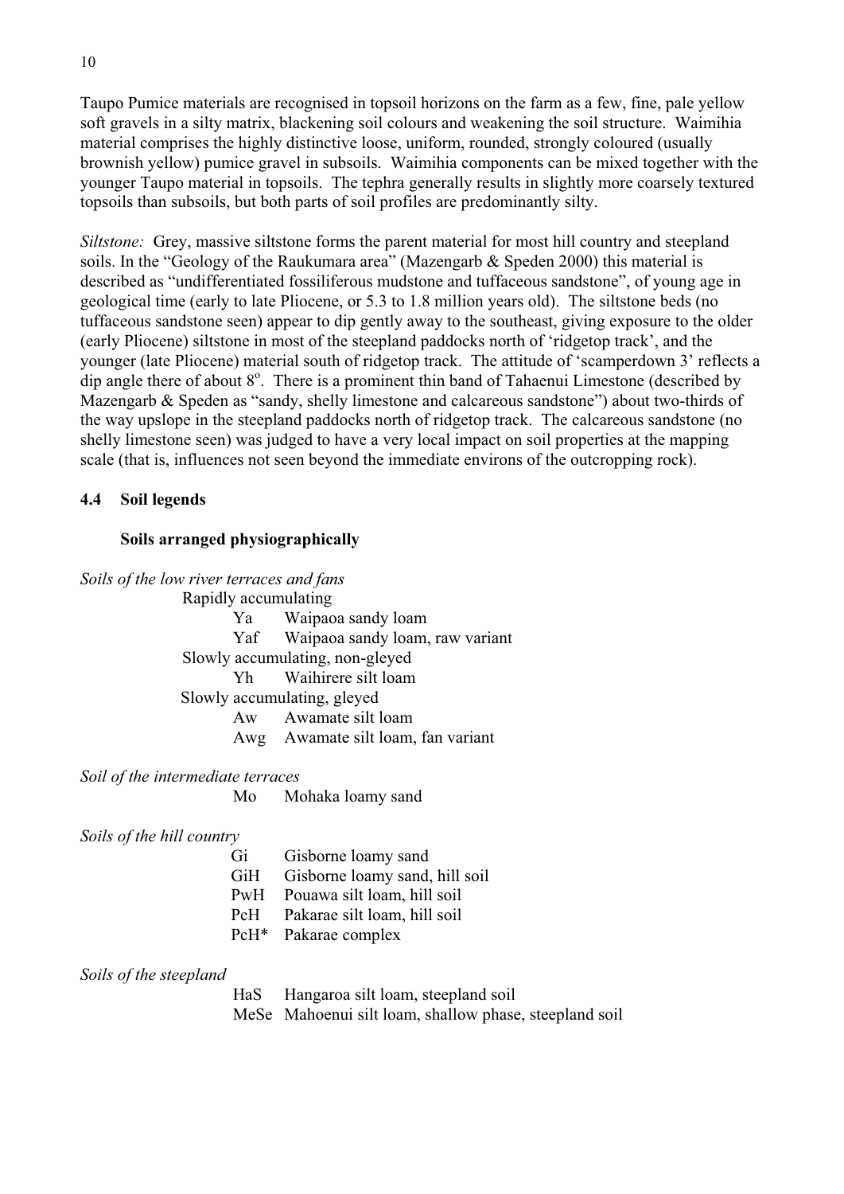Taupo Pumice materials are recognised in topsoil horizons on the farm as a few, fine, pale yellow soft gravels in a silty matrix, blackening soil colours and weakening the soil structure. Waimihia material comprises the highly distinctive loose, uniform, rounded, strongly coloured (usually brownish yellow) pumice gravel in subsoils. Waimihia components can be mixed together with the younger Taupo material in topsoils. The tephra generally results in slightly more coarsely textured topsoils than subsoils, but both parts of soil profiles are predominantly silty.

*Siltstone:* Grey, massive siltstone forms the parent material for most hill country and steepland soils. In the "Geology of the Raukumara area" (Mazengarb & Speden 2000) this material is described as "undifferentiated fossiliferous mudstone and tuffaceous sandstone", of young age in geological time (early to late Pliocene, or 5.3 to 1.8 million years old). The siltstone beds (no tuffaceous sandstone seen) appear to dip gently away to the southeast, giving exposure to the older (early Pliocene) siltstone in most of the steepland paddocks north of 'ridgetop track', and the younger (late Pliocene) material south of ridgetop track. The attitude of 'scamperdown 3' reflects a dip angle there of about 8°. There is a prominent thin band of Tahaenui Limestone (described by Mazengarb & Speden as "sandy, shelly limestone and calcareous sandstone") about two-thirds of the way upslope in the steepland paddocks north of ridgetop track. The calcareous sandstone (no shelly limestone seen) was judged to have a very local impact on soil properties at the mapping scale (that is, influences not seen beyond the immediate environs of the outcropping rock).

## 4.4 Soil legends

### Soils arranged physiographically

*Soils of the low river terraces and fans*

Rapidly accumulating

- Ya  Waipaoa sandy loam
- Yaf  Waipaoa sandy loam, raw variant

Slowly accumulating, non-gleyed

- Yh  Waihirere silt loam

Slowly accumulating, gleyed

- Aw  Awamate silt loam
- Awg  Awamate silt loam, fan variant

*Soil of the intermediate terraces*

- Mo  Mohaka loamy sand

*Soils of the hill country*

- Gi  Gisborne loamy sand
- GiH  Gisborne loamy sand, hill soil
- PwH  Pouawa silt loam, hill soil
- PcH  Pakarae silt loam, hill soil
- PcH*  Pakarae complex

*Soils of the steepland*

- HaS  Hangaroa silt loam, steepland soil
- MeSe  Mahoenui silt loam, shallow phase, steepland soil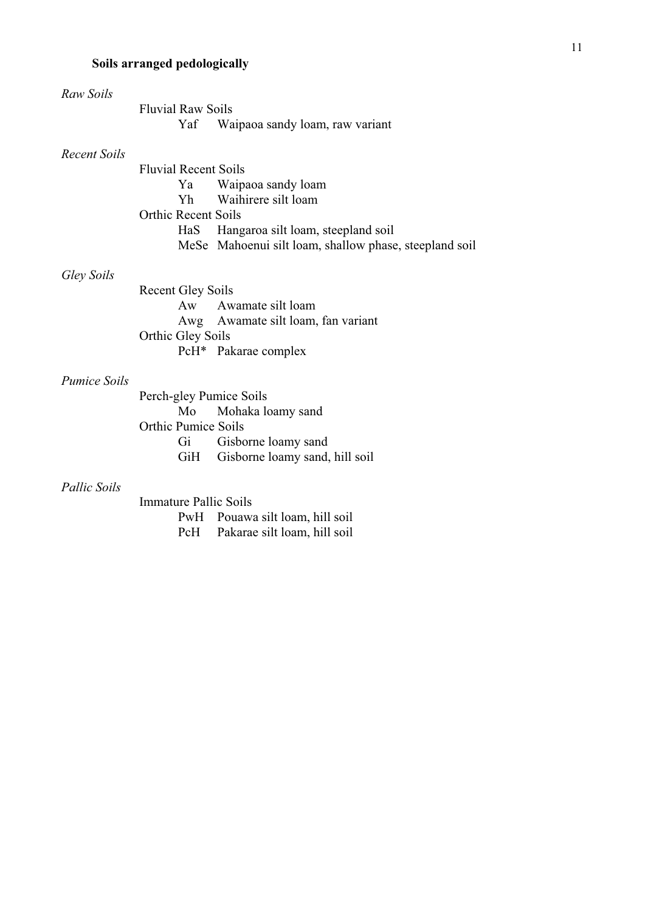**Soils arranged pedologically**

*Raw Soils*

- Fluvial Raw Soils
  - Yaf Waipaoa sandy loam, raw variant

*Recent Soils*

- Fluvial Recent Soils
  - Ya Waipaoa sandy loam
  - Yh Waihirere silt loam
- Orthic Recent Soils
  - HaS Hangaroa silt loam, steepland soil
  - MeSe Mahoenui silt loam, shallow phase, steepland soil

*Gley Soils*

- Recent Gley Soils
  - Aw Awamate silt loam
  - Awg Awamate silt loam, fan variant
- Orthic Gley Soils
  - PcH* Pakarae complex

*Pumice Soils*

- Perch-gley Pumice Soils
  - Mo Mohaka loamy sand
- Orthic Pumice Soils
  - Gi Gisborne loamy sand
  - GiH Gisborne loamy sand, hill soil

*Pallic Soils*

- Immature Pallic Soils
  - PwH Pouawa silt loam, hill soil
  - PcH Pakarae silt loam, hill soil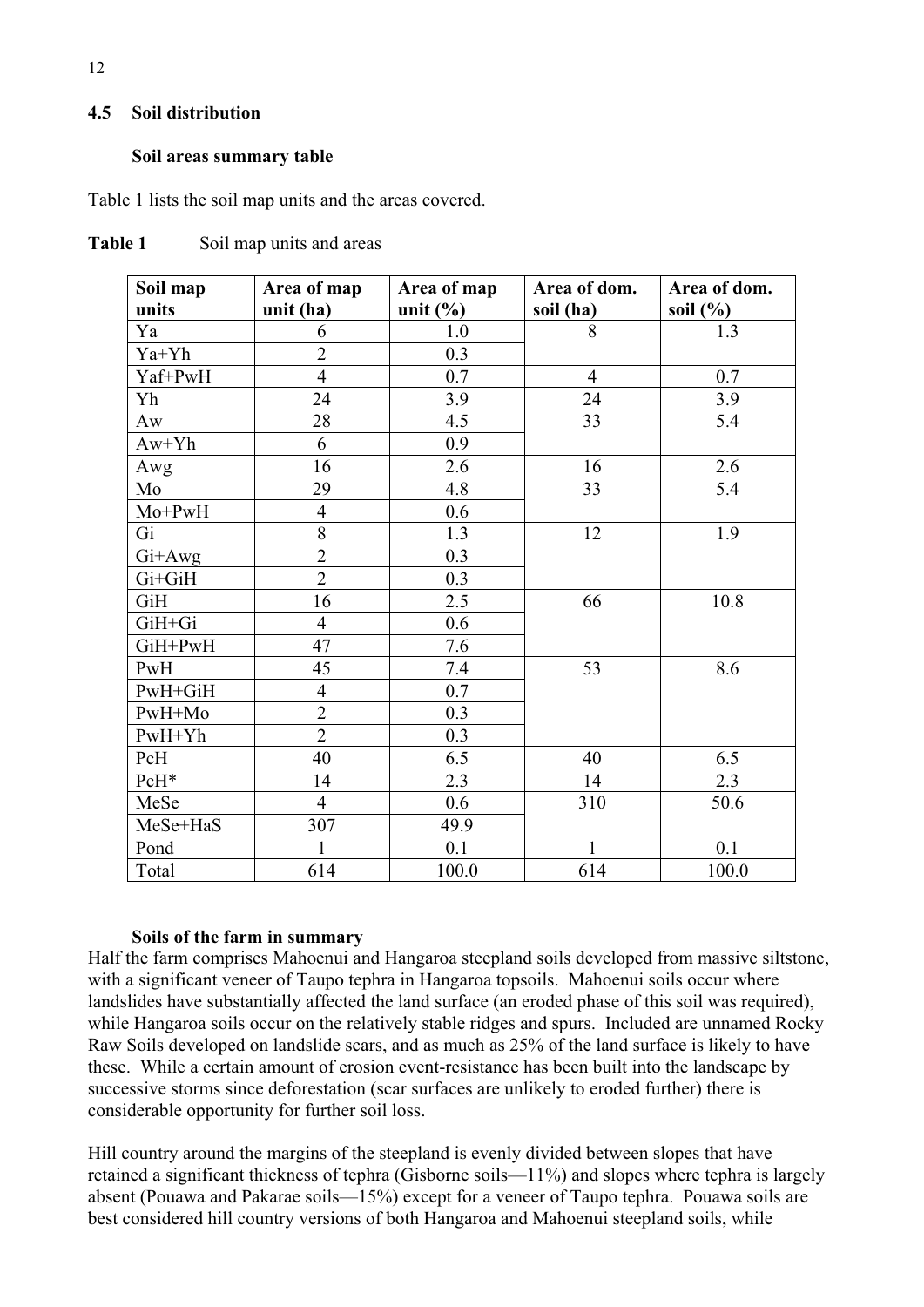## 4.5 Soil distribution

### Soil areas summary table

Table 1 lists the soil map units and the areas covered.

**Table 1** Soil map units and areas

| Soil map units | Area of map unit (ha) | Area of map unit (%) | Area of dom. soil (ha) | Area of dom. soil (%) |
|---|---|---|---|---|
| Ya | 6 | 1.0 | 8 | 1.3 |
| Ya+Yh | 2 | 0.3 | | |
| Yaf+PwH | 4 | 0.7 | 4 | 0.7 |
| Yh | 24 | 3.9 | 24 | 3.9 |
| Aw | 28 | 4.5 | 33 | 5.4 |
| Aw+Yh | 6 | 0.9 | | |
| Awg | 16 | 2.6 | 16 | 2.6 |
| Mo | 29 | 4.8 | 33 | 5.4 |
| Mo+PwH | 4 | 0.6 | | |
| Gi | 8 | 1.3 | 12 | 1.9 |
| Gi+Awg | 2 | 0.3 | | |
| Gi+GiH | 2 | 0.3 | | |
| GiH | 16 | 2.5 | 66 | 10.8 |
| GiH+Gi | 4 | 0.6 | | |
| GiH+PwH | 47 | 7.6 | | |
| PwH | 45 | 7.4 | 53 | 8.6 |
| PwH+GiH | 4 | 0.7 | | |
| PwH+Mo | 2 | 0.3 | | |
| PwH+Yh | 2 | 0.3 | | |
| PcH | 40 | 6.5 | 40 | 6.5 |
| PcH* | 14 | 2.3 | 14 | 2.3 |
| MeSe | 4 | 0.6 | 310 | 50.6 |
| MeSe+HaS | 307 | 49.9 | | |
| Pond | 1 | 0.1 | 1 | 0.1 |
| Total | 614 | 100.0 | 614 | 100.0 |

### Soils of the farm in summary

Half the farm comprises Mahoenui and Hangaroa steepland soils developed from massive siltstone, with a significant veneer of Taupo tephra in Hangaroa topsoils. Mahoenui soils occur where landslides have substantially affected the land surface (an eroded phase of this soil was required), while Hangaroa soils occur on the relatively stable ridges and spurs. Included are unnamed Rocky Raw Soils developed on landslide scars, and as much as 25% of the land surface is likely to have these. While a certain amount of erosion event-resistance has been built into the landscape by successive storms since deforestation (scar surfaces are unlikely to eroded further) there is considerable opportunity for further soil loss.

Hill country around the margins of the steepland is evenly divided between slopes that have retained a significant thickness of tephra (Gisborne soils—11%) and slopes where tephra is largely absent (Pouawa and Pakarae soils—15%) except for a veneer of Taupo tephra. Pouawa soils are best considered hill country versions of both Hangaroa and Mahoenui steepland soils, while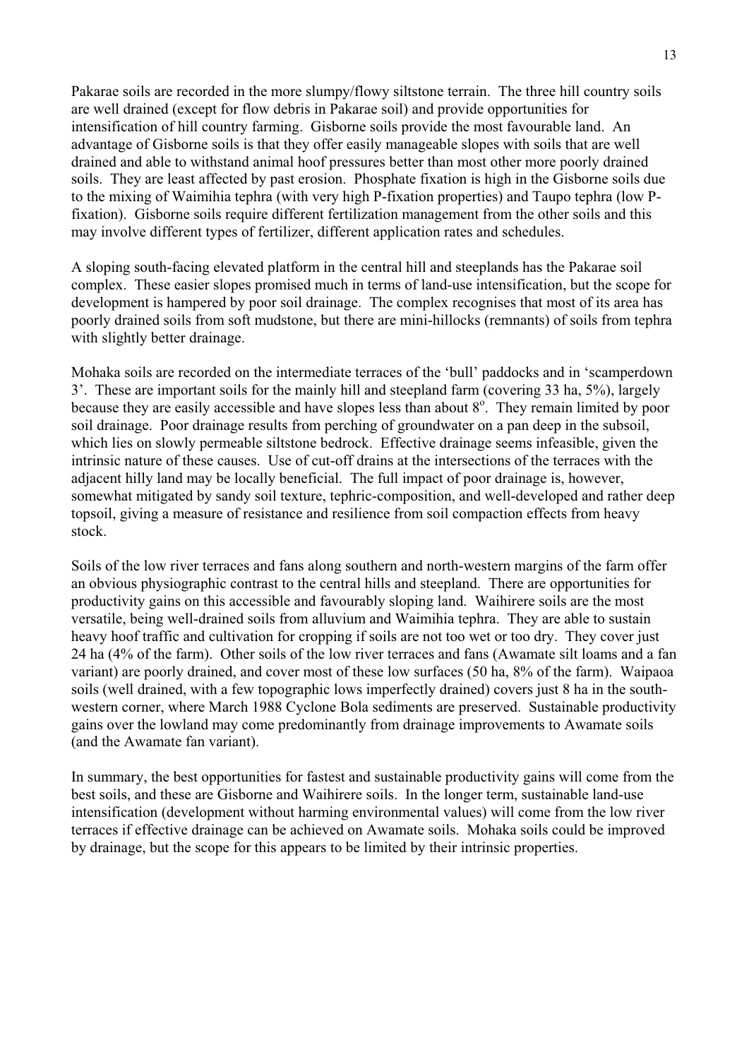Pakarae soils are recorded in the more slumpy/flowy siltstone terrain. The three hill country soils are well drained (except for flow debris in Pakarae soil) and provide opportunities for intensification of hill country farming. Gisborne soils provide the most favourable land. An advantage of Gisborne soils is that they offer easily manageable slopes with soils that are well drained and able to withstand animal hoof pressures better than most other more poorly drained soils. They are least affected by past erosion. Phosphate fixation is high in the Gisborne soils due to the mixing of Waimihia tephra (with very high P-fixation properties) and Taupo tephra (low P-fixation). Gisborne soils require different fertilization management from the other soils and this may involve different types of fertilizer, different application rates and schedules.

A sloping south-facing elevated platform in the central hill and steeplands has the Pakarae soil complex. These easier slopes promised much in terms of land-use intensification, but the scope for development is hampered by poor soil drainage. The complex recognises that most of its area has poorly drained soils from soft mudstone, but there are mini-hillocks (remnants) of soils from tephra with slightly better drainage.

Mohaka soils are recorded on the intermediate terraces of the 'bull' paddocks and in 'scamperdown 3'. These are important soils for the mainly hill and steepland farm (covering 33 ha, 5%), largely because they are easily accessible and have slopes less than about $8^{o}$. They remain limited by poor soil drainage. Poor drainage results from perching of groundwater on a pan deep in the subsoil, which lies on slowly permeable siltstone bedrock. Effective drainage seems infeasible, given the intrinsic nature of these causes. Use of cut-off drains at the intersections of the terraces with the adjacent hilly land may be locally beneficial. The full impact of poor drainage is, however, somewhat mitigated by sandy soil texture, tephric-composition, and well-developed and rather deep topsoil, giving a measure of resistance and resilience from soil compaction effects from heavy stock.

Soils of the low river terraces and fans along southern and north-western margins of the farm offer an obvious physiographic contrast to the central hills and steepland. There are opportunities for productivity gains on this accessible and favourably sloping land. Waihirere soils are the most versatile, being well-drained soils from alluvium and Waimihia tephra. They are able to sustain heavy hoof traffic and cultivation for cropping if soils are not too wet or too dry. They cover just 24 ha (4% of the farm). Other soils of the low river terraces and fans (Awamate silt loams and a fan variant) are poorly drained, and cover most of these low surfaces (50 ha, 8% of the farm). Waipaoa soils (well drained, with a few topographic lows imperfectly drained) covers just 8 ha in the south-western corner, where March 1988 Cyclone Bola sediments are preserved. Sustainable productivity gains over the lowland may come predominantly from drainage improvements to Awamate soils (and the Awamate fan variant).

In summary, the best opportunities for fastest and sustainable productivity gains will come from the best soils, and these are Gisborne and Waihirere soils. In the longer term, sustainable land-use intensification (development without harming environmental values) will come from the low river terraces if effective drainage can be achieved on Awamate soils. Mohaka soils could be improved by drainage, but the scope for this appears to be limited by their intrinsic properties.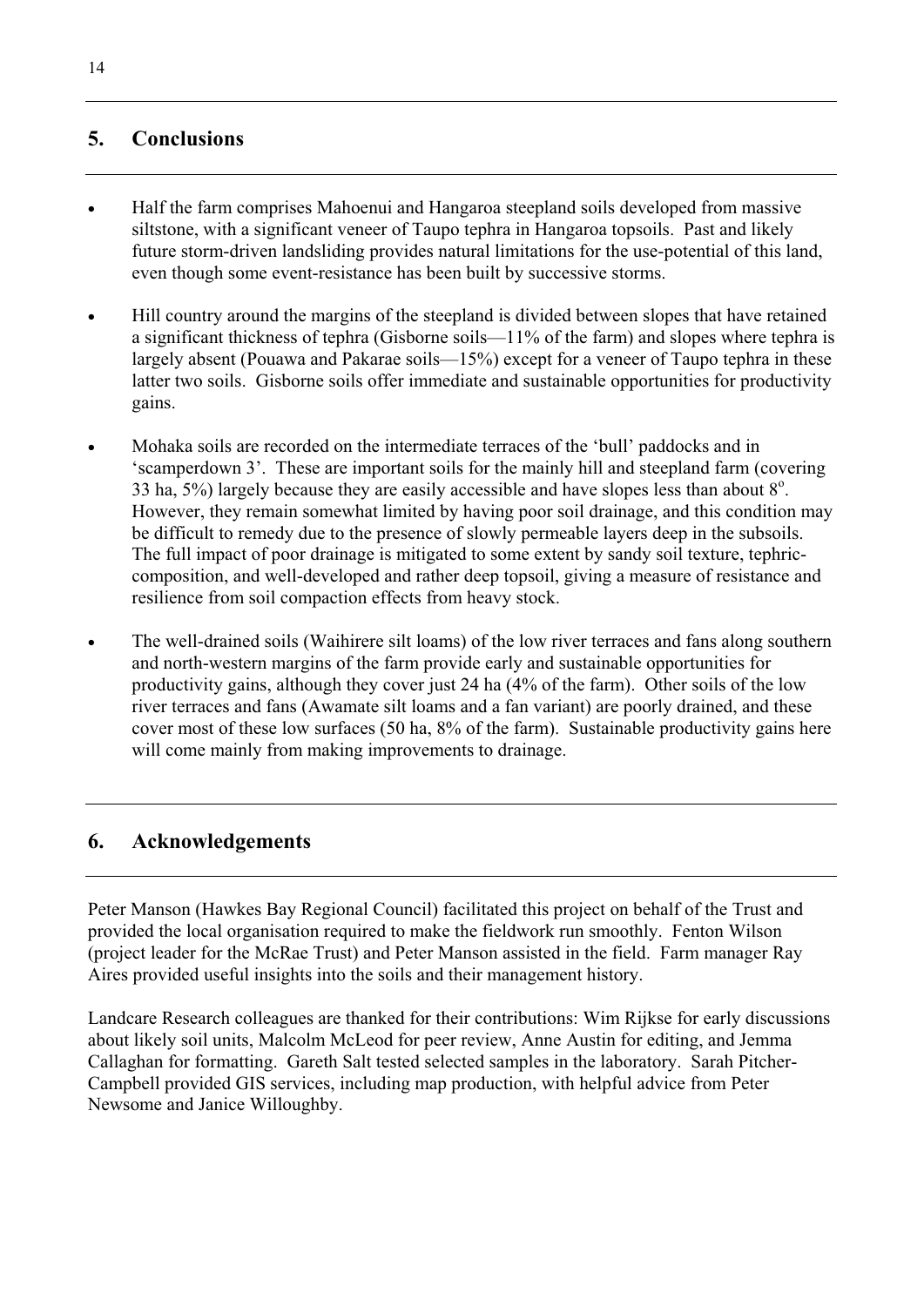## 5. Conclusions

- Half the farm comprises Mahoenui and Hangaroa steepland soils developed from massive siltstone, with a significant veneer of Taupo tephra in Hangaroa topsoils. Past and likely future storm-driven landsliding provides natural limitations for the use-potential of this land, even though some event-resistance has been built by successive storms.
- Hill country around the margins of the steepland is divided between slopes that have retained a significant thickness of tephra (Gisborne soils—11% of the farm) and slopes where tephra is largely absent (Pouawa and Pakarae soils—15%) except for a veneer of Taupo tephra in these latter two soils. Gisborne soils offer immediate and sustainable opportunities for productivity gains.
- Mohaka soils are recorded on the intermediate terraces of the 'bull' paddocks and in 'scamperdown 3'. These are important soils for the mainly hill and steepland farm (covering 33 ha, 5%) largely because they are easily accessible and have slopes less than about 8°. However, they remain somewhat limited by having poor soil drainage, and this condition may be difficult to remedy due to the presence of slowly permeable layers deep in the subsoils. The full impact of poor drainage is mitigated to some extent by sandy soil texture, tephric-composition, and well-developed and rather deep topsoil, giving a measure of resistance and resilience from soil compaction effects from heavy stock.
- The well-drained soils (Waihirere silt loams) of the low river terraces and fans along southern and north-western margins of the farm provide early and sustainable opportunities for productivity gains, although they cover just 24 ha (4% of the farm). Other soils of the low river terraces and fans (Awamate silt loams and a fan variant) are poorly drained, and these cover most of these low surfaces (50 ha, 8% of the farm). Sustainable productivity gains here will come mainly from making improvements to drainage.

## 6. Acknowledgements

Peter Manson (Hawkes Bay Regional Council) facilitated this project on behalf of the Trust and provided the local organisation required to make the fieldwork run smoothly. Fenton Wilson (project leader for the McRae Trust) and Peter Manson assisted in the field. Farm manager Ray Aires provided useful insights into the soils and their management history.

Landcare Research colleagues are thanked for their contributions: Wim Rijkse for early discussions about likely soil units, Malcolm McLeod for peer review, Anne Austin for editing, and Jemma Callaghan for formatting. Gareth Salt tested selected samples in the laboratory. Sarah Pitcher-Campbell provided GIS services, including map production, with helpful advice from Peter Newsome and Janice Willoughby.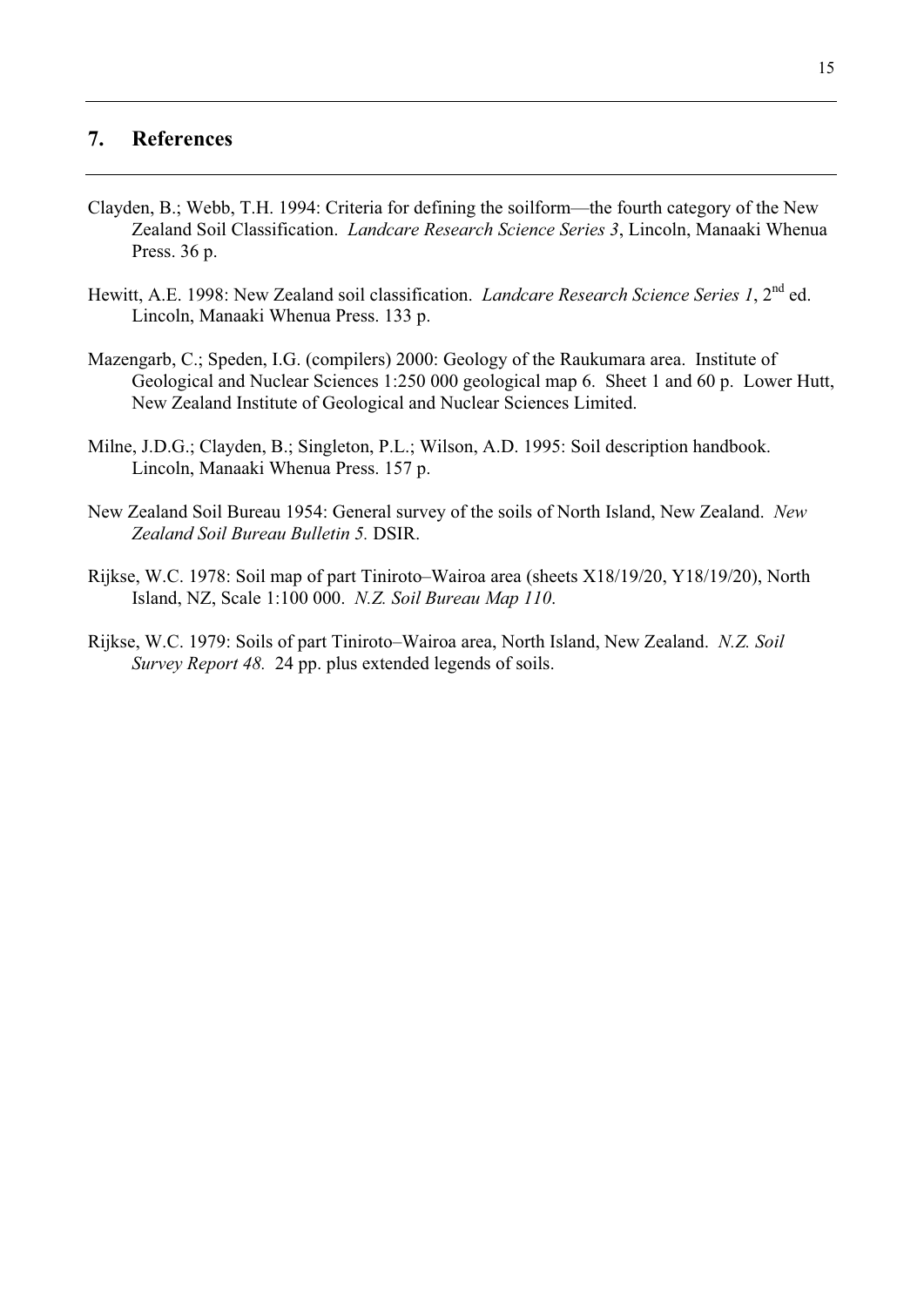## 7. References

Clayden, B.; Webb, T.H. 1994: Criteria for defining the soilform—the fourth category of the New Zealand Soil Classification. *Landcare Research Science Series 3*, Lincoln, Manaaki Whenua Press. 36 p.

Hewitt, A.E. 1998: New Zealand soil classification. *Landcare Research Science Series 1*, 2nd ed. Lincoln, Manaaki Whenua Press. 133 p.

Mazengarb, C.; Speden, I.G. (compilers) 2000: Geology of the Raukumara area. Institute of Geological and Nuclear Sciences 1:250 000 geological map 6. Sheet 1 and 60 p. Lower Hutt, New Zealand Institute of Geological and Nuclear Sciences Limited.

Milne, J.D.G.; Clayden, B.; Singleton, P.L.; Wilson, A.D. 1995: Soil description handbook. Lincoln, Manaaki Whenua Press. 157 p.

New Zealand Soil Bureau 1954: General survey of the soils of North Island, New Zealand. *New Zealand Soil Bureau Bulletin 5.* DSIR.

Rijkse, W.C. 1978: Soil map of part Tiniroto–Wairoa area (sheets X18/19/20, Y18/19/20), North Island, NZ, Scale 1:100 000. *N.Z. Soil Bureau Map 110*.

Rijkse, W.C. 1979: Soils of part Tiniroto–Wairoa area, North Island, New Zealand. *N.Z. Soil Survey Report 48.* 24 pp. plus extended legends of soils.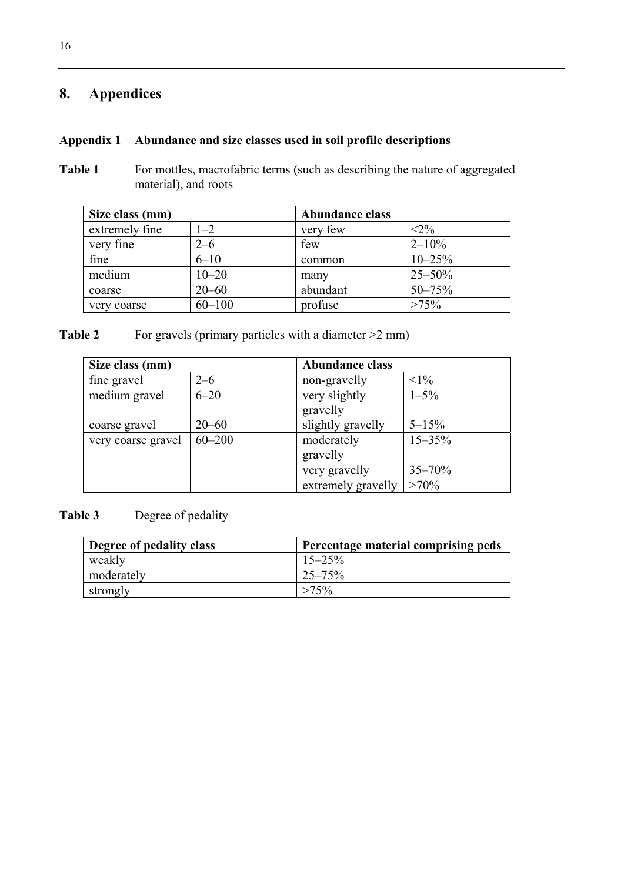# 8. Appendices

## Appendix 1 Abundance and size classes used in soil profile descriptions

**Table 1** For mottles, macrofabric terms (such as describing the nature of aggregated material), and roots

| Size class (mm) | | Abundance class | |
|---|---|---|---|
| extremely fine | 1–2 | very few | <2% |
| very fine | 2–6 | few | 2–10% |
| fine | 6–10 | common | 10–25% |
| medium | 10–20 | many | 25–50% |
| coarse | 20–60 | abundant | 50–75% |
| very coarse | 60–100 | profuse | >75% |

**Table 2** For gravels (primary particles with a diameter >2 mm)

| Size class (mm) | | Abundance class | |
|---|---|---|---|
| fine gravel | 2–6 | non-gravelly | <1% |
| medium gravel | 6–20 | very slightly gravelly | 1–5% |
| coarse gravel | 20–60 | slightly gravelly | 5–15% |
| very coarse gravel | 60–200 | moderately gravelly | 15–35% |
| | | very gravelly | 35–70% |
| | | extremely gravelly | >70% |

**Table 3** Degree of pedality

| Degree of pedality class | Percentage material comprising peds |
|---|---|
| weakly | 15–25% |
| moderately | 25–75% |
| strongly | >75% |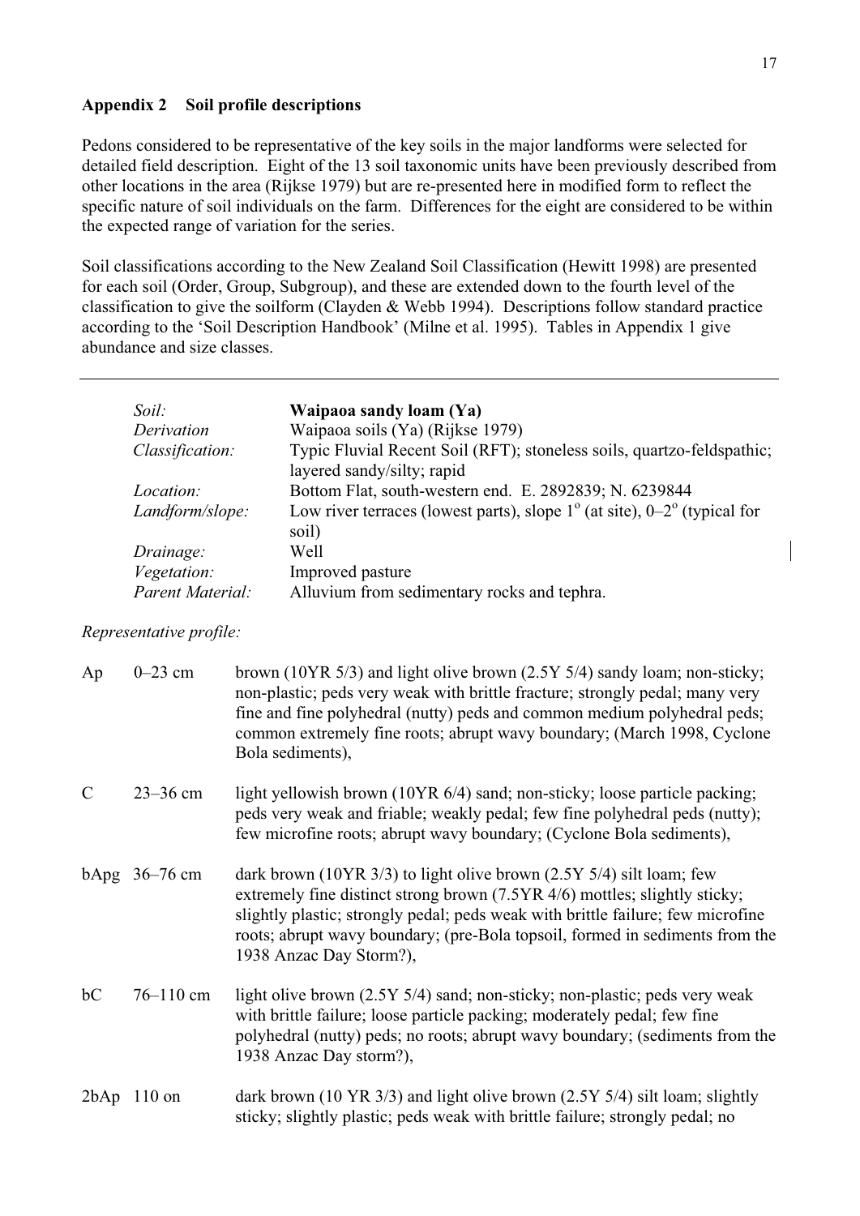## Appendix 2 Soil profile descriptions

Pedons considered to be representative of the key soils in the major landforms were selected for detailed field description. Eight of the 13 soil taxonomic units have been previously described from other locations in the area (Rijkse 1979) but are re-presented here in modified form to reflect the specific nature of soil individuals on the farm. Differences for the eight are considered to be within the expected range of variation for the series.

Soil classifications according to the New Zealand Soil Classification (Hewitt 1998) are presented for each soil (Order, Group, Subgroup), and these are extended down to the fourth level of the classification to give the soilform (Clayden & Webb 1994). Descriptions follow standard practice according to the 'Soil Description Handbook' (Milne et al. 1995). Tables in Appendix 1 give abundance and size classes.

---

| | |
|---|---|
| *Soil:* | **Waipaoa sandy loam (Ya)** |
| *Derivation* | Waipaoa soils (Ya) (Rijkse 1979) |
| *Classification:* | Typic Fluvial Recent Soil (RFT); stoneless soils, quartzo-feldspathic; layered sandy/silty; rapid |
| *Location:* | Bottom Flat, south-western end. E. 2892839; N. 6239844 |
| *Landform/slope:* | Low river terraces (lowest parts), slope 1° (at site), 0–2° (typical for soil) |
| *Drainage:* | Well |
| *Vegetation:* | Improved pasture |
| *Parent Material:* | Alluvium from sedimentary rocks and tephra. |

*Representative profile:*

| | | |
|---|---|---|
| Ap | 0–23 cm | brown (10YR 5/3) and light olive brown (2.5Y 5/4) sandy loam; non-sticky; non-plastic; peds very weak with brittle fracture; strongly pedal; many very fine and fine polyhedral (nutty) peds and common medium polyhedral peds; common extremely fine roots; abrupt wavy boundary; (March 1998, Cyclone Bola sediments), |
| C | 23–36 cm | light yellowish brown (10YR 6/4) sand; non-sticky; loose particle packing; peds very weak and friable; weakly pedal; few fine polyhedral peds (nutty); few microfine roots; abrupt wavy boundary; (Cyclone Bola sediments), |
| bApg | 36–76 cm | dark brown (10YR 3/3) to light olive brown (2.5Y 5/4) silt loam; few extremely fine distinct strong brown (7.5YR 4/6) mottles; slightly sticky; slightly plastic; strongly pedal; peds weak with brittle failure; few microfine roots; abrupt wavy boundary; (pre-Bola topsoil, formed in sediments from the 1938 Anzac Day Storm?), |
| bC | 76–110 cm | light olive brown (2.5Y 5/4) sand; non-sticky; non-plastic; peds very weak with brittle failure; loose particle packing; moderately pedal; few fine polyhedral (nutty) peds; no roots; abrupt wavy boundary; (sediments from the 1938 Anzac Day storm?), |
| 2bAp | 110 on | dark brown (10 YR 3/3) and light olive brown (2.5Y 5/4) silt loam; slightly sticky; slightly plastic; peds weak with brittle failure; strongly pedal; no |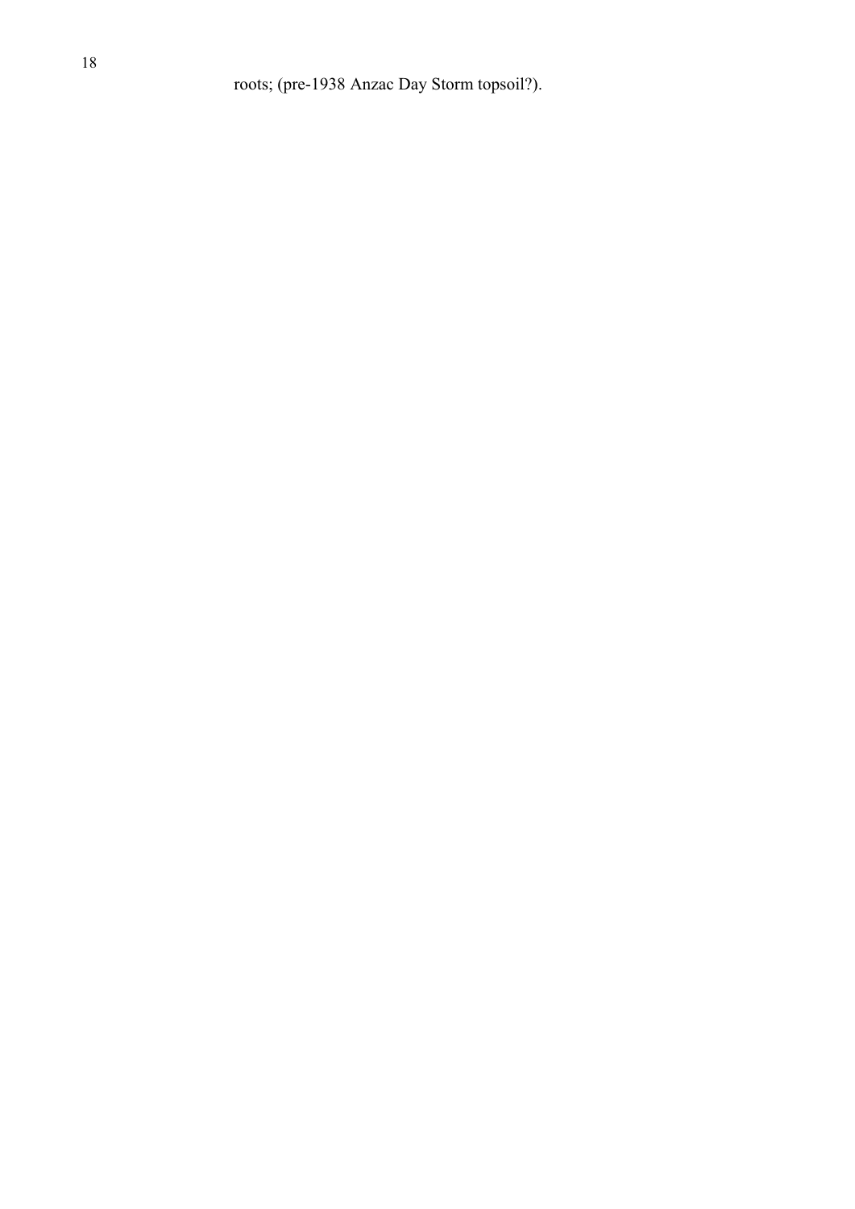roots; (pre-1938 Anzac Day Storm topsoil?).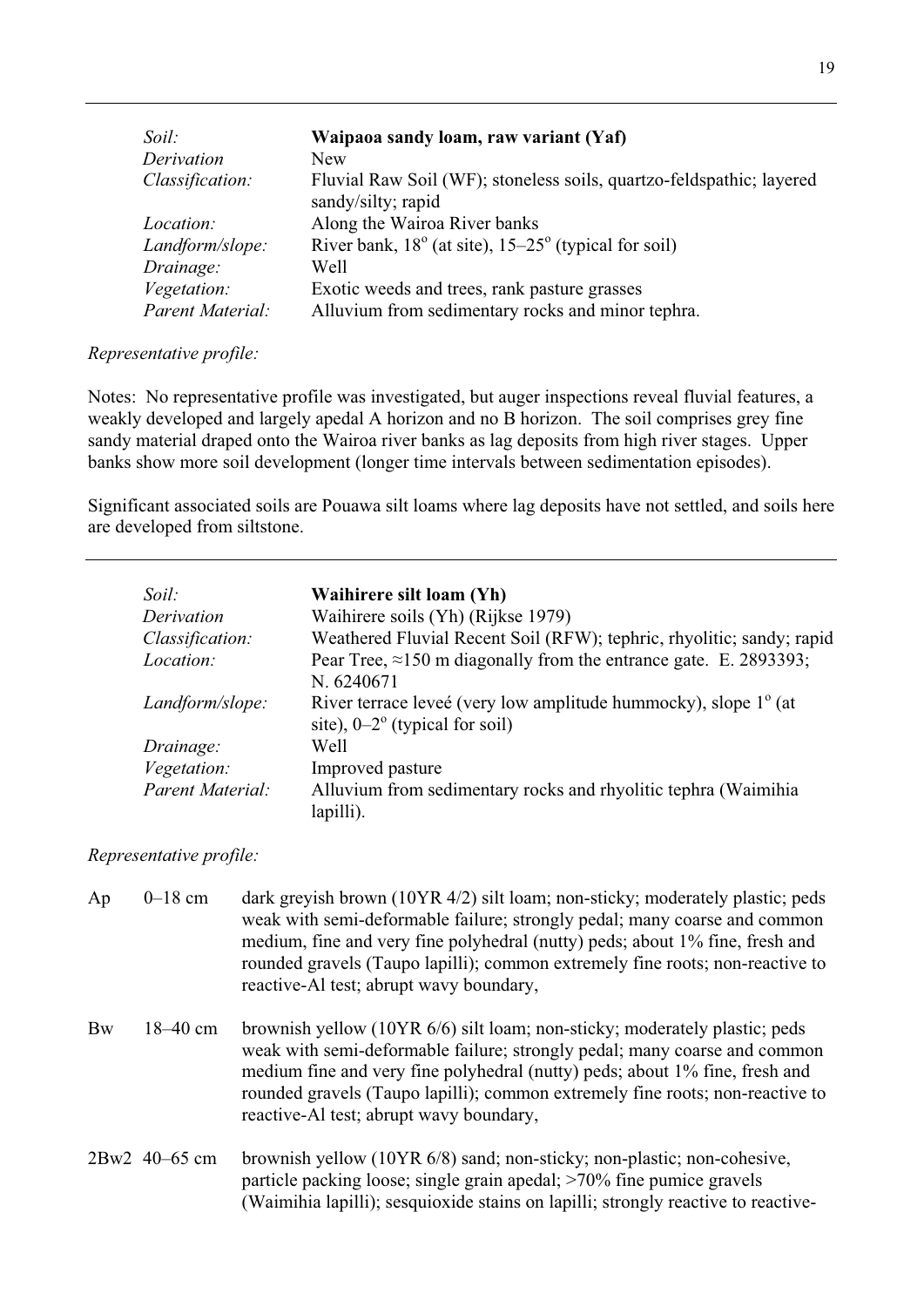| | |
|---|---|
| *Soil:* | **Waipaoa sandy loam, raw variant (Yaf)** |
| *Derivation* | New |
| *Classification:* | Fluvial Raw Soil (WF); stoneless soils, quartzo-feldspathic; layered sandy/silty; rapid |
| *Location:* | Along the Wairoa River banks |
| *Landform/slope:* | River bank, 18° (at site), 15–25° (typical for soil) |
| *Drainage:* | Well |
| *Vegetation:* | Exotic weeds and trees, rank pasture grasses |
| *Parent Material:* | Alluvium from sedimentary rocks and minor tephra. |

*Representative profile:*

Notes: No representative profile was investigated, but auger inspections reveal fluvial features, a weakly developed and largely apedal A horizon and no B horizon. The soil comprises grey fine sandy material draped onto the Wairoa river banks as lag deposits from high river stages. Upper banks show more soil development (longer time intervals between sedimentation episodes).

Significant associated soils are Pouawa silt loams where lag deposits have not settled, and soils here are developed from siltstone.

---

| | |
|---|---|
| *Soil:* | **Waihirere silt loam (Yh)** |
| *Derivation* | Waihirere soils (Yh) (Rijkse 1979) |
| *Classification:* | Weathered Fluvial Recent Soil (RFW); tephric, rhyolitic; sandy; rapid |
| *Location:* | Pear Tree, ≈150 m diagonally from the entrance gate. E. 2893393; N. 6240671 |
| *Landform/slope:* | River terrace leveé (very low amplitude hummocky), slope 1° (at site), 0–2° (typical for soil) |
| *Drainage:* | Well |
| *Vegetation:* | Improved pasture |
| *Parent Material:* | Alluvium from sedimentary rocks and rhyolitic tephra (Waimihia lapilli). |

*Representative profile:*

| | | |
|---|---|---|
| Ap | 0–18 cm | dark greyish brown (10YR 4/2) silt loam; non-sticky; moderately plastic; peds weak with semi-deformable failure; strongly pedal; many coarse and common medium, fine and very fine polyhedral (nutty) peds; about 1% fine, fresh and rounded gravels (Taupo lapilli); common extremely fine roots; non-reactive to reactive-Al test; abrupt wavy boundary, |
| Bw | 18–40 cm | brownish yellow (10YR 6/6) silt loam; non-sticky; moderately plastic; peds weak with semi-deformable failure; strongly pedal; many coarse and common medium fine and very fine polyhedral (nutty) peds; about 1% fine, fresh and rounded gravels (Taupo lapilli); common extremely fine roots; non-reactive to reactive-Al test; abrupt wavy boundary, |
| 2Bw2 | 40–65 cm | brownish yellow (10YR 6/8) sand; non-sticky; non-plastic; non-cohesive, particle packing loose; single grain apedal; >70% fine pumice gravels (Waimihia lapilli); sesquioxide stains on lapilli; strongly reactive to reactive- |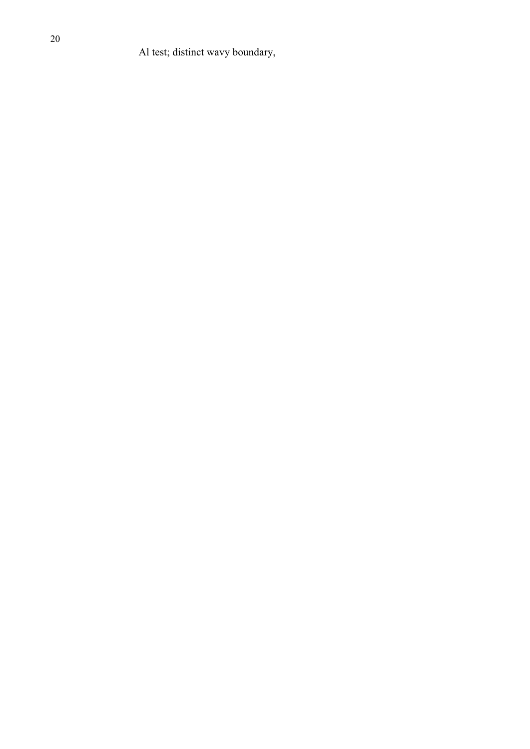Al test; distinct wavy boundary,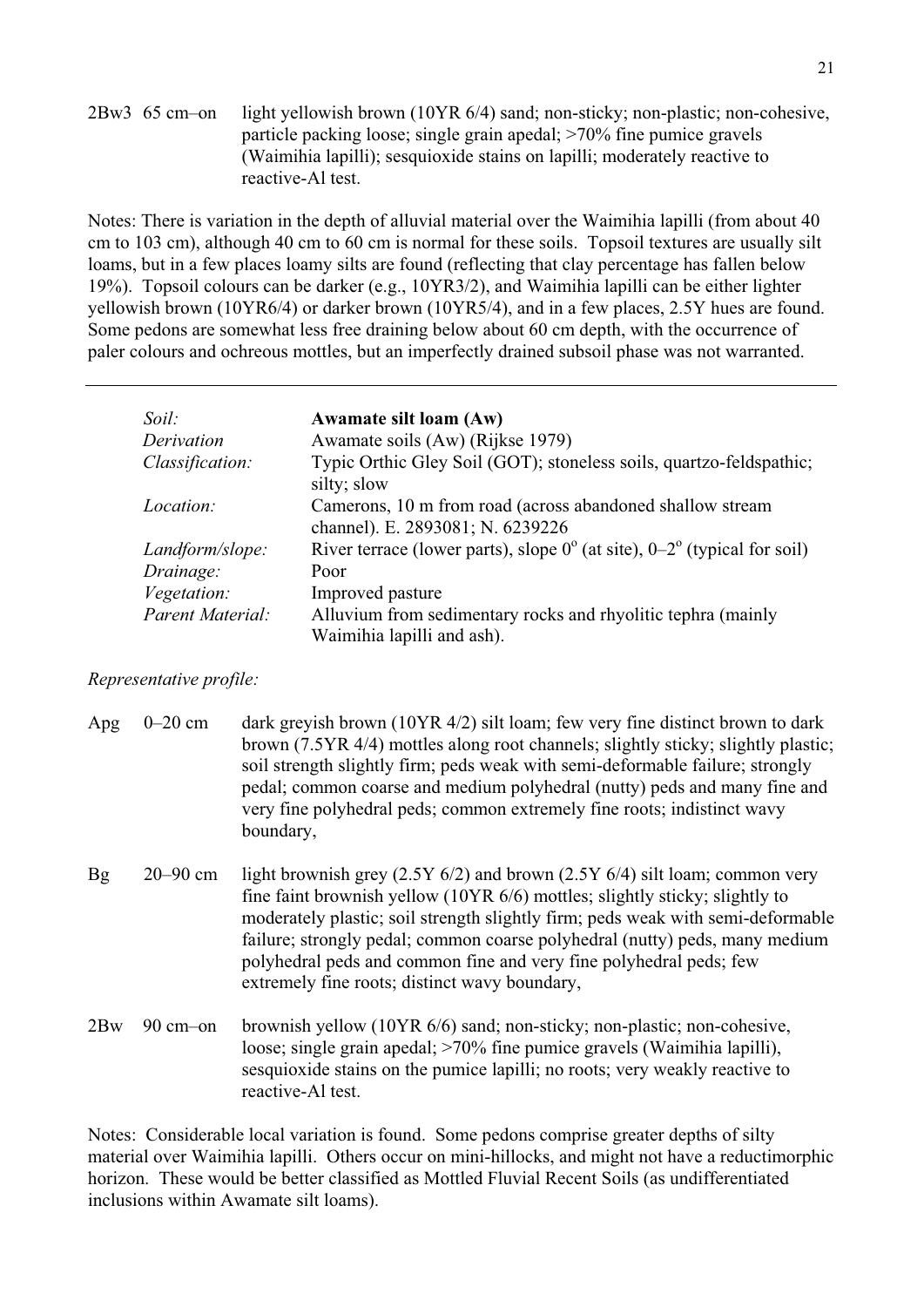2Bw3 65 cm–on light yellowish brown (10YR 6/4) sand; non-sticky; non-plastic; non-cohesive, particle packing loose; single grain apedal; >70% fine pumice gravels (Waimihia lapilli); sesquioxide stains on lapilli; moderately reactive to reactive-Al test.

Notes: There is variation in the depth of alluvial material over the Waimihia lapilli (from about 40 cm to 103 cm), although 40 cm to 60 cm is normal for these soils. Topsoil textures are usually silt loams, but in a few places loamy silts are found (reflecting that clay percentage has fallen below 19%). Topsoil colours can be darker (e.g., 10YR3/2), and Waimihia lapilli can be either lighter yellowish brown (10YR6/4) or darker brown (10YR5/4), and in a few places, 2.5Y hues are found. Some pedons are somewhat less free draining below about 60 cm depth, with the occurrence of paler colours and ochreous mottles, but an imperfectly drained subsoil phase was not warranted.

---

| | |
|---|---|
| *Soil:* | **Awamate silt loam (Aw)** |
| *Derivation* | Awamate soils (Aw) (Rijkse 1979) |
| *Classification:* | Typic Orthic Gley Soil (GOT); stoneless soils, quartzo-feldspathic; silty; slow |
| *Location:* | Camerons, 10 m from road (across abandoned shallow stream channel). E. 2893081; N. 6239226 |
| *Landform/slope:* | River terrace (lower parts), slope $0^{o}$ (at site), $0–2^{o}$ (typical for soil) |
| *Drainage:* | Poor |
| *Vegetation:* | Improved pasture |
| *Parent Material:* | Alluvium from sedimentary rocks and rhyolitic tephra (mainly Waimihia lapilli and ash). |

*Representative profile:*

Apg 0–20 cm dark greyish brown (10YR 4/2) silt loam; few very fine distinct brown to dark brown (7.5YR 4/4) mottles along root channels; slightly sticky; slightly plastic; soil strength slightly firm; peds weak with semi-deformable failure; strongly pedal; common coarse and medium polyhedral (nutty) peds and many fine and very fine polyhedral peds; common extremely fine roots; indistinct wavy boundary,

Bg 20–90 cm light brownish grey (2.5Y 6/2) and brown (2.5Y 6/4) silt loam; common very fine faint brownish yellow (10YR 6/6) mottles; slightly sticky; slightly to moderately plastic; soil strength slightly firm; peds weak with semi-deformable failure; strongly pedal; common coarse polyhedral (nutty) peds, many medium polyhedral peds and common fine and very fine polyhedral peds; few extremely fine roots; distinct wavy boundary,

2Bw 90 cm–on brownish yellow (10YR 6/6) sand; non-sticky; non-plastic; non-cohesive, loose; single grain apedal; >70% fine pumice gravels (Waimihia lapilli), sesquioxide stains on the pumice lapilli; no roots; very weakly reactive to reactive-Al test.

Notes: Considerable local variation is found. Some pedons comprise greater depths of silty material over Waimihia lapilli. Others occur on mini-hillocks, and might not have a reductimorphic horizon. These would be better classified as Mottled Fluvial Recent Soils (as undifferentiated inclusions within Awamate silt loams).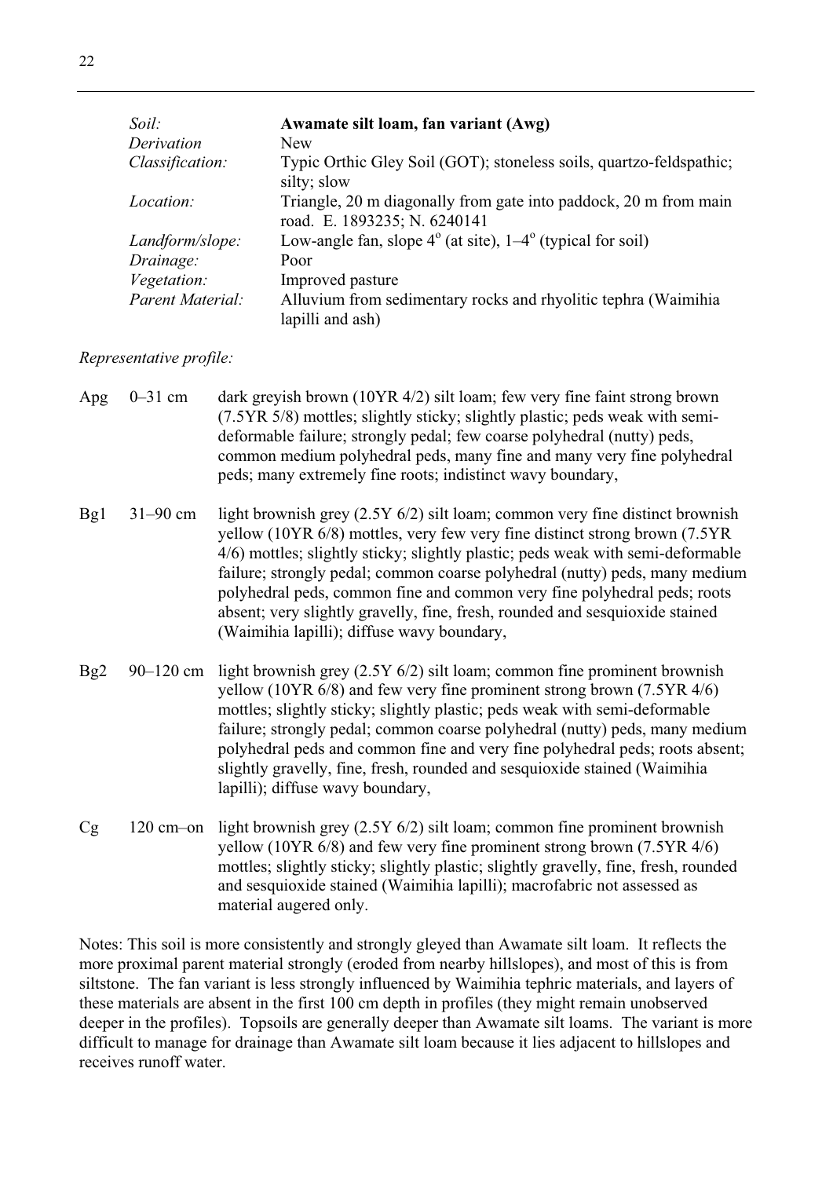| | |
|---|---|
| *Soil:* | **Awamate silt loam, fan variant (Awg)** |
| *Derivation* | New |
| *Classification:* | Typic Orthic Gley Soil (GOT); stoneless soils, quartzo-feldspathic; silty; slow |
| *Location:* | Triangle, 20 m diagonally from gate into paddock, 20 m from main road. E. 1893235; N. 6240141 |
| *Landform/slope:* | Low-angle fan, slope 4$^{o}$ (at site), 1–4$^{o}$ (typical for soil) |
| *Drainage:* | Poor |
| *Vegetation:* | Improved pasture |
| *Parent Material:* | Alluvium from sedimentary rocks and rhyolitic tephra (Waimihia lapilli and ash) |

*Representative profile:*

| | | |
|---|---|---|
| Apg | 0–31 cm | dark greyish brown (10YR 4/2) silt loam; few very fine faint strong brown (7.5YR 5/8) mottles; slightly sticky; slightly plastic; peds weak with semi-deformable failure; strongly pedal; few coarse polyhedral (nutty) peds, common medium polyhedral peds, many fine and many very fine polyhedral peds; many extremely fine roots; indistinct wavy boundary, |
| Bg1 | 31–90 cm | light brownish grey (2.5Y 6/2) silt loam; common very fine distinct brownish yellow (10YR 6/8) mottles, very few very fine distinct strong brown (7.5YR 4/6) mottles; slightly sticky; slightly plastic; peds weak with semi-deformable failure; strongly pedal; common coarse polyhedral (nutty) peds, many medium polyhedral peds, common fine and common very fine polyhedral peds; roots absent; very slightly gravelly, fine, fresh, rounded and sesquioxide stained (Waimihia lapilli); diffuse wavy boundary, |
| Bg2 | 90–120 cm | light brownish grey (2.5Y 6/2) silt loam; common fine prominent brownish yellow (10YR 6/8) and few very fine prominent strong brown (7.5YR 4/6) mottles; slightly sticky; slightly plastic; peds weak with semi-deformable failure; strongly pedal; common coarse polyhedral (nutty) peds, many medium polyhedral peds and common fine and very fine polyhedral peds; roots absent; slightly gravelly, fine, fresh, rounded and sesquioxide stained (Waimihia lapilli); diffuse wavy boundary, |
| Cg | 120 cm–on | light brownish grey (2.5Y 6/2) silt loam; common fine prominent brownish yellow (10YR 6/8) and few very fine prominent strong brown (7.5YR 4/6) mottles; slightly sticky; slightly plastic; slightly gravelly, fine, fresh, rounded and sesquioxide stained (Waimihia lapilli); macrofabric not assessed as material augered only. |

Notes: This soil is more consistently and strongly gleyed than Awamate silt loam. It reflects the more proximal parent material strongly (eroded from nearby hillslopes), and most of this is from siltstone. The fan variant is less strongly influenced by Waimihia tephric materials, and layers of these materials are absent in the first 100 cm depth in profiles (they might remain unobserved deeper in the profiles). Topsoils are generally deeper than Awamate silt loams. The variant is more difficult to manage for drainage than Awamate silt loam because it lies adjacent to hillslopes and receives runoff water.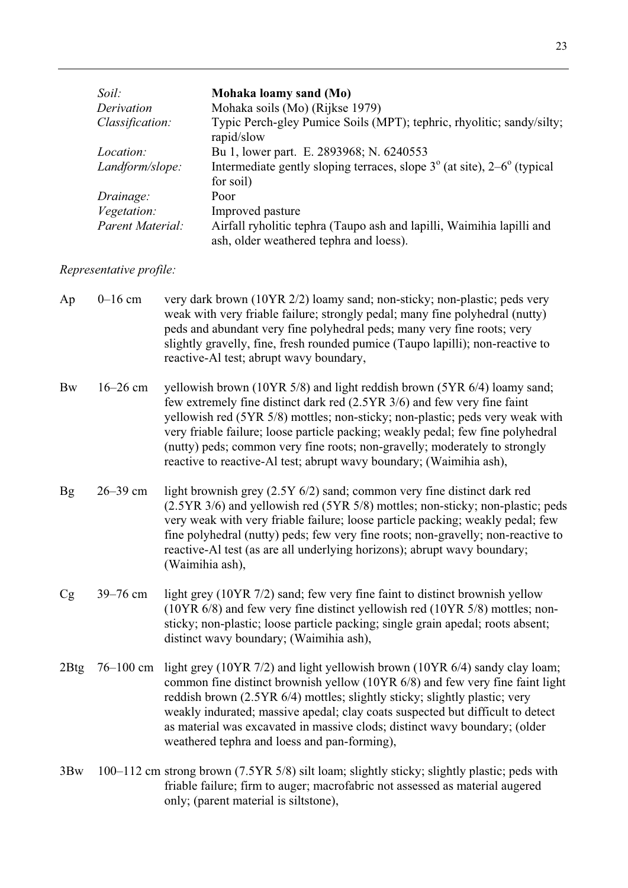| | |
|---|---|
| *Soil:* | **Mohaka loamy sand (Mo)** |
| *Derivation* | Mohaka soils (Mo) (Rijkse 1979) |
| *Classification:* | Typic Perch-gley Pumice Soils (MPT); tephric, ryholitic; sandy/silty; rapid/slow |
| *Location:* | Bu 1, lower part. E. 2893968; N. 6240553 |
| *Landform/slope:* | Intermediate gently sloping terraces, slope $3^o$ (at site), $2–6^o$ (typical for soil) |
| *Drainage:* | Poor |
| *Vegetation:* | Improved pasture |
| *Parent Material:* | Airfall ryholitic tephra (Taupo ash and lapilli, Waimihia lapilli and ash, older weathered tephra and loess). |

*Representative profile:*

| | | |
|---|---|---|
| Ap | 0–16 cm | very dark brown (10YR 2/2) loamy sand; non-sticky; non-plastic; peds very weak with very friable failure; strongly pedal; many fine polyhedral (nutty) peds and abundant very fine polyhedral peds; many very fine roots; very slightly gravelly, fine, fresh rounded pumice (Taupo lapilli); non-reactive to reactive-Al test; abrupt wavy boundary, |
| Bw | 16–26 cm | yellowish brown (10YR 5/8) and light reddish brown (5YR 6/4) loamy sand; few extremely fine distinct dark red (2.5YR 3/6) and few very fine faint yellowish red (5YR 5/8) mottles; non-sticky; non-plastic; peds very weak with very friable failure; loose particle packing; weakly pedal; few fine polyhedral (nutty) peds; common very fine roots; non-gravelly; moderately to strongly reactive to reactive-Al test; abrupt wavy boundary; (Waimihia ash), |
| Bg | 26–39 cm | light brownish grey (2.5Y 6/2) sand; common very fine distinct dark red (2.5YR 3/6) and yellowish red (5YR 5/8) mottles; non-sticky; non-plastic; peds very weak with very friable failure; loose particle packing; weakly pedal; few fine polyhedral (nutty) peds; few very fine roots; non-gravelly; non-reactive to reactive-Al test (as are all underlying horizons); abrupt wavy boundary; (Waimihia ash), |
| Cg | 39–76 cm | light grey (10YR 7/2) sand; few very fine faint to distinct brownish yellow (10YR 6/8) and few very fine distinct yellowish red (10YR 5/8) mottles; non-sticky; non-plastic; loose particle packing; single grain apedal; roots absent; distinct wavy boundary; (Waimihia ash), |
| 2Btg | 76–100 cm | light grey (10YR 7/2) and light yellowish brown (10YR 6/4) sandy clay loam; common fine distinct brownish yellow (10YR 6/8) and few very fine faint light reddish brown (2.5YR 6/4) mottles; slightly sticky; slightly plastic; very weakly indurated; massive apedal; clay coats suspected but difficult to detect as material was excavated in massive clods; distinct wavy boundary; (older weathered tephra and loess and pan-forming), |
| 3Bw | 100–112 cm | strong brown (7.5YR 5/8) silt loam; slightly sticky; slightly plastic; peds with friable failure; firm to auger; macrofabric not assessed as material augered only; (parent material is siltstone), |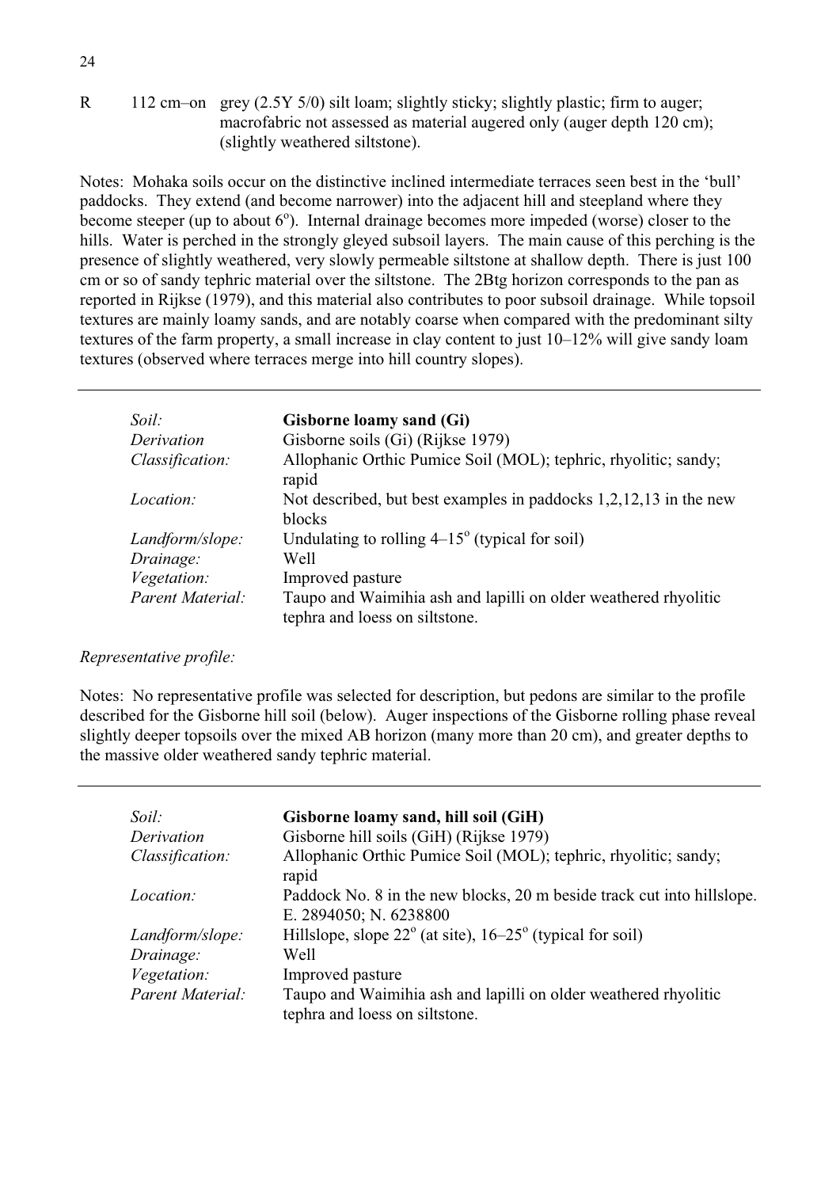R 112 cm–on grey (2.5Y 5/0) silt loam; slightly sticky; slightly plastic; firm to auger; macrofabric not assessed as material augered only (auger depth 120 cm); (slightly weathered siltstone).

Notes: Mohaka soils occur on the distinctive inclined intermediate terraces seen best in the 'bull' paddocks. They extend (and become narrower) into the adjacent hill and steepland where they become steeper (up to about 6$^{o}$). Internal drainage becomes more impeded (worse) closer to the hills. Water is perched in the strongly gleyed subsoil layers. The main cause of this perching is the presence of slightly weathered, very slowly permeable siltstone at shallow depth. There is just 100 cm or so of sandy tephric material over the siltstone. The 2Btg horizon corresponds to the pan as reported in Rijkse (1979), and this material also contributes to poor subsoil drainage. While topsoil textures are mainly loamy sands, and are notably coarse when compared with the predominant silty textures of the farm property, a small increase in clay content to just 10–12% will give sandy loam textures (observed where terraces merge into hill country slopes).

---

| | |
|---|---|
| *Soil:* | **Gisborne loamy sand (Gi)** |
| *Derivation* | Gisborne soils (Gi) (Rijkse 1979) |
| *Classification:* | Allophanic Orthic Pumice Soil (MOL); tephric, rhyolitic; sandy; rapid |
| *Location:* | Not described, but best examples in paddocks 1,2,12,13 in the new blocks |
| *Landform/slope:* | Undulating to rolling 4–15$^{o}$ (typical for soil) |
| *Drainage:* | Well |
| *Vegetation:* | Improved pasture |
| *Parent Material:* | Taupo and Waimihia ash and lapilli on older weathered rhyolitic tephra and loess on siltstone. |

*Representative profile:*

Notes: No representative profile was selected for description, but pedons are similar to the profile described for the Gisborne hill soil (below). Auger inspections of the Gisborne rolling phase reveal slightly deeper topsoils over the mixed AB horizon (many more than 20 cm), and greater depths to the massive older weathered sandy tephric material.

---

| | |
|---|---|
| *Soil:* | **Gisborne loamy sand, hill soil (GiH)** |
| *Derivation* | Gisborne hill soils (GiH) (Rijkse 1979) |
| *Classification:* | Allophanic Orthic Pumice Soil (MOL); tephric, rhyolitic; sandy; rapid |
| *Location:* | Paddock No. 8 in the new blocks, 20 m beside track cut into hillslope. E. 2894050; N. 6238800 |
| *Landform/slope:* | Hillslope, slope 22$^{o}$ (at site), 16–25$^{o}$ (typical for soil) |
| *Drainage:* | Well |
| *Vegetation:* | Improved pasture |
| *Parent Material:* | Taupo and Waimihia ash and lapilli on older weathered rhyolitic tephra and loess on siltstone. |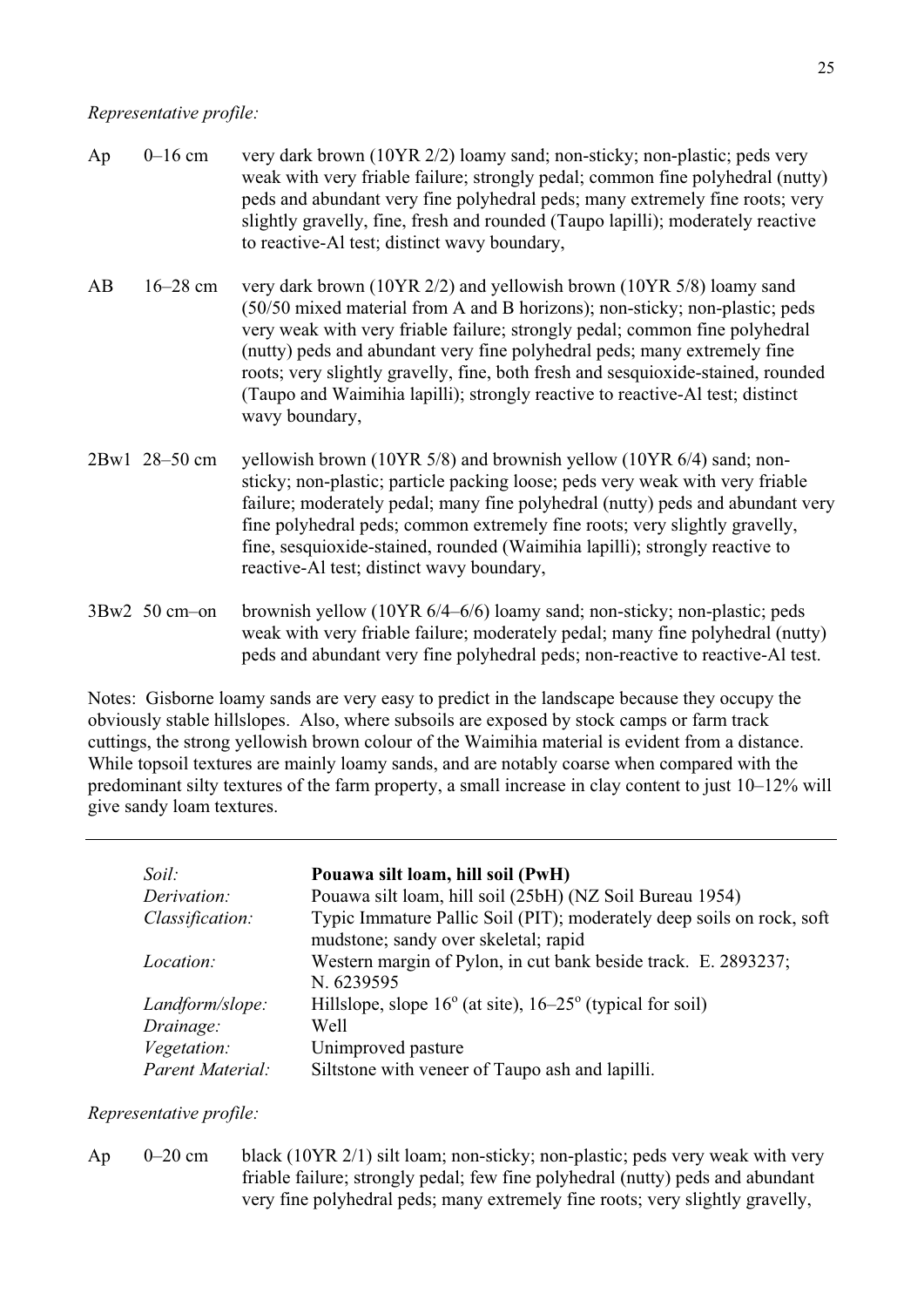*Representative profile:*

Ap 0–16 cm very dark brown (10YR 2/2) loamy sand; non-sticky; non-plastic; peds very weak with very friable failure; strongly pedal; common fine polyhedral (nutty) peds and abundant very fine polyhedral peds; many extremely fine roots; very slightly gravelly, fine, fresh and rounded (Taupo lapilli); moderately reactive to reactive-Al test; distinct wavy boundary,

AB 16–28 cm very dark brown (10YR 2/2) and yellowish brown (10YR 5/8) loamy sand (50/50 mixed material from A and B horizons); non-sticky; non-plastic; peds very weak with very friable failure; strongly pedal; common fine polyhedral (nutty) peds and abundant very fine polyhedral peds; many extremely fine roots; very slightly gravelly, fine, both fresh and sesquioxide-stained, rounded (Taupo and Waimihia lapilli); strongly reactive to reactive-Al test; distinct wavy boundary,

2Bw1 28–50 cm yellowish brown (10YR 5/8) and brownish yellow (10YR 6/4) sand; non-sticky; non-plastic; particle packing loose; peds very weak with very friable failure; moderately pedal; many fine polyhedral (nutty) peds and abundant very fine polyhedral peds; common extremely fine roots; very slightly gravelly, fine, sesquioxide-stained, rounded (Waimihia lapilli); strongly reactive to reactive-Al test; distinct wavy boundary,

3Bw2 50 cm–on brownish yellow (10YR 6/4–6/6) loamy sand; non-sticky; non-plastic; peds weak with very friable failure; moderately pedal; many fine polyhedral (nutty) peds and abundant very fine polyhedral peds; non-reactive to reactive-Al test.

Notes: Gisborne loamy sands are very easy to predict in the landscape because they occupy the obviously stable hillslopes. Also, where subsoils are exposed by stock camps or farm track cuttings, the strong yellowish brown colour of the Waimihia material is evident from a distance. While topsoil textures are mainly loamy sands, and are notably coarse when compared with the predominant silty textures of the farm property, a small increase in clay content to just 10–12% will give sandy loam textures.

---

| | |
|---|---|
| *Soil:* | **Pouawa silt loam, hill soil (PwH)** |
| *Derivation:* | Pouawa silt loam, hill soil (25bH) (NZ Soil Bureau 1954) |
| *Classification:* | Typic Immature Pallic Soil (PIT); moderately deep soils on rock, soft mudstone; sandy over skeletal; rapid |
| *Location:* | Western margin of Pylon, in cut bank beside track. E. 2893237; N. 6239595 |
| *Landform/slope:* | Hillslope, slope 16° (at site), 16–25° (typical for soil) |
| *Drainage:* | Well |
| *Vegetation:* | Unimproved pasture |
| *Parent Material:* | Siltstone with veneer of Taupo ash and lapilli. |

*Representative profile:*

Ap 0–20 cm black (10YR 2/1) silt loam; non-sticky; non-plastic; peds very weak with very friable failure; strongly pedal; few fine polyhedral (nutty) peds and abundant very fine polyhedral peds; many extremely fine roots; very slightly gravelly,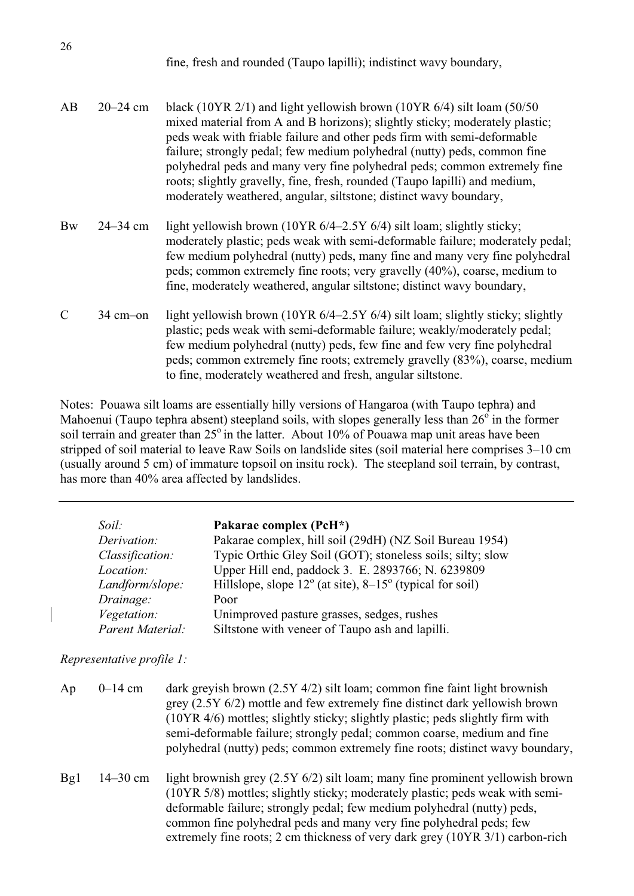fine, fresh and rounded (Taupo lapilli); indistinct wavy boundary,

| | | |
|---|---|---|
| AB | 20–24 cm | black (10YR 2/1) and light yellowish brown (10YR 6/4) silt loam (50/50 mixed material from A and B horizons); slightly sticky; moderately plastic; peds weak with friable failure and other peds firm with semi-deformable failure; strongly pedal; few medium polyhedral (nutty) peds, common fine polyhedral peds and many very fine polyhedral peds; common extremely fine roots; slightly gravelly, fine, fresh, rounded (Taupo lapilli) and medium, moderately weathered, angular, siltstone; distinct wavy boundary, |
| Bw | 24–34 cm | light yellowish brown (10YR 6/4–2.5Y 6/4) silt loam; slightly sticky; moderately plastic; peds weak with semi-deformable failure; moderately pedal; few medium polyhedral (nutty) peds, many fine and many very fine polyhedral peds; common extremely fine roots; very gravelly (40%), coarse, medium to fine, moderately weathered, angular siltstone; distinct wavy boundary, |
| C | 34 cm–on | light yellowish brown (10YR 6/4–2.5Y 6/4) silt loam; slightly sticky; slightly plastic; peds weak with semi-deformable failure; weakly/moderately pedal; few medium polyhedral (nutty) peds, few fine and few very fine polyhedral peds; common extremely fine roots; extremely gravelly (83%), coarse, medium to fine, moderately weathered and fresh, angular siltstone. |

Notes: Pouawa silt loams are essentially hilly versions of Hangaroa (with Taupo tephra) and Mahoenui (Taupo tephra absent) steepland soils, with slopes generally less than 26° in the former soil terrain and greater than 25° in the latter. About 10% of Pouawa map unit areas have been stripped of soil material to leave Raw Soils on landslide sites (soil material here comprises 3–10 cm (usually around 5 cm) of immature topsoil on insitu rock). The steepland soil terrain, by contrast, has more than 40% area affected by landslides.

---

| | |
|---|---|
| *Soil:* | **Pakarae complex (PcH*)** |
| *Derivation:* | Pakarae complex, hill soil (29dH) (NZ Soil Bureau 1954) |
| *Classification:* | Typic Orthic Gley Soil (GOT); stoneless soils; silty; slow |
| *Location:* | Upper Hill end, paddock 3. E. 2893766; N. 6239809 |
| *Landform/slope:* | Hillslope, slope 12° (at site), 8–15° (typical for soil) |
| *Drainage:* | Poor |
| *Vegetation:* | Unimproved pasture grasses, sedges, rushes |
| *Parent Material:* | Siltstone with veneer of Taupo ash and lapilli. |

*Representative profile 1:*

| | | |
|---|---|---|
| Ap | 0–14 cm | dark greyish brown (2.5Y 4/2) silt loam; common fine faint light brownish grey (2.5Y 6/2) mottle and few extremely fine distinct dark yellowish brown (10YR 4/6) mottles; slightly sticky; slightly plastic; peds slightly firm with semi-deformable failure; strongly pedal; common coarse, medium and fine polyhedral (nutty) peds; common extremely fine roots; distinct wavy boundary, |
| Bg1 | 14–30 cm | light brownish grey (2.5Y 6/2) silt loam; many fine prominent yellowish brown (10YR 5/8) mottles; slightly sticky; moderately plastic; peds weak with semi-deformable failure; strongly pedal; few medium polyhedral (nutty) peds, common fine polyhedral peds and many very fine polyhedral peds; few extremely fine roots; 2 cm thickness of very dark grey (10YR 3/1) carbon-rich |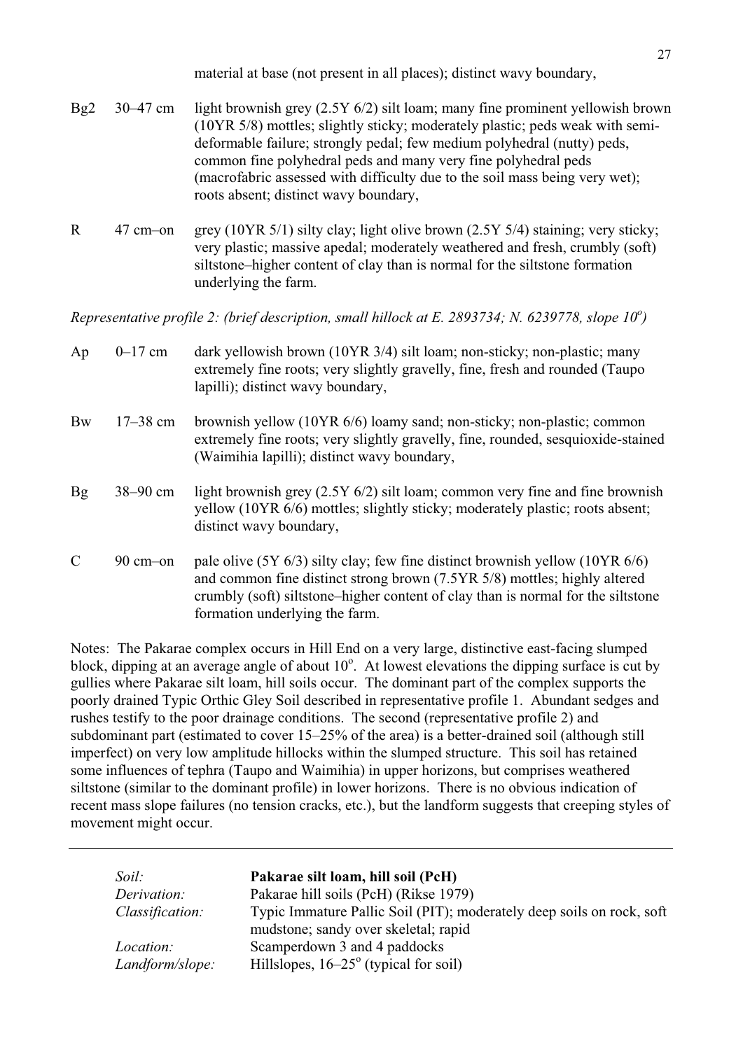material at base (not present in all places); distinct wavy boundary,

| | | |
|---|---|---|
| Bg2 | 30–47 cm | light brownish grey (2.5Y 6/2) silt loam; many fine prominent yellowish brown (10YR 5/8) mottles; slightly sticky; moderately plastic; peds weak with semi-deformable failure; strongly pedal; few medium polyhedral (nutty) peds, common fine polyhedral peds and many very fine polyhedral peds (macrofabric assessed with difficulty due to the soil mass being very wet); roots absent; distinct wavy boundary, |
| R | 47 cm–on | grey (10YR 5/1) silty clay; light olive brown (2.5Y 5/4) staining; very sticky; very plastic; massive apedal; moderately weathered and fresh, crumbly (soft) siltstone–higher content of clay than is normal for the siltstone formation underlying the farm. |

*Representative profile 2: (brief description, small hillock at E. 2893734; N. 6239778, slope 10$^o$)*

| | | |
|---|---|---|
| Ap | 0–17 cm | dark yellowish brown (10YR 3/4) silt loam; non-sticky; non-plastic; many extremely fine roots; very slightly gravelly, fine, fresh and rounded (Taupo lapilli); distinct wavy boundary, |
| Bw | 17–38 cm | brownish yellow (10YR 6/6) loamy sand; non-sticky; non-plastic; common extremely fine roots; very slightly gravelly, fine, rounded, sesquioxide-stained (Waimihia lapilli); distinct wavy boundary, |
| Bg | 38–90 cm | light brownish grey (2.5Y 6/2) silt loam; common very fine and fine brownish yellow (10YR 6/6) mottles; slightly sticky; moderately plastic; roots absent; distinct wavy boundary, |
| C | 90 cm–on | pale olive (5Y 6/3) silty clay; few fine distinct brownish yellow (10YR 6/6) and common fine distinct strong brown (7.5YR 5/8) mottles; highly altered crumbly (soft) siltstone–higher content of clay than is normal for the siltstone formation underlying the farm. |

Notes: The Pakarae complex occurs in Hill End on a very large, distinctive east-facing slumped block, dipping at an average angle of about 10$^o$. At lowest elevations the dipping surface is cut by gullies where Pakarae silt loam, hill soils occur. The dominant part of the complex supports the poorly drained Typic Orthic Gley Soil described in representative profile 1. Abundant sedges and rushes testify to the poor drainage conditions. The second (representative profile 2) and subdominant part (estimated to cover 15–25% of the area) is a better-drained soil (although still imperfect) on very low amplitude hillocks within the slumped structure. This soil has retained some influences of tephra (Taupo and Waimihia) in upper horizons, but comprises weathered siltstone (similar to the dominant profile) in lower horizons. There is no obvious indication of recent mass slope failures (no tension cracks, etc.), but the landform suggests that creeping styles of movement might occur.

---

| | |
|---|---|
| *Soil:* | **Pakarae silt loam, hill soil (PcH)** |
| *Derivation:* | Pakarae hill soils (PcH) (Rikse 1979) |
| *Classification:* | Typic Immature Pallic Soil (PIT); moderately deep soils on rock, soft mudstone; sandy over skeletal; rapid |
| *Location:* | Scamperdown 3 and 4 paddocks |
| *Landform/slope:* | Hillslopes, 16–25$^o$ (typical for soil) |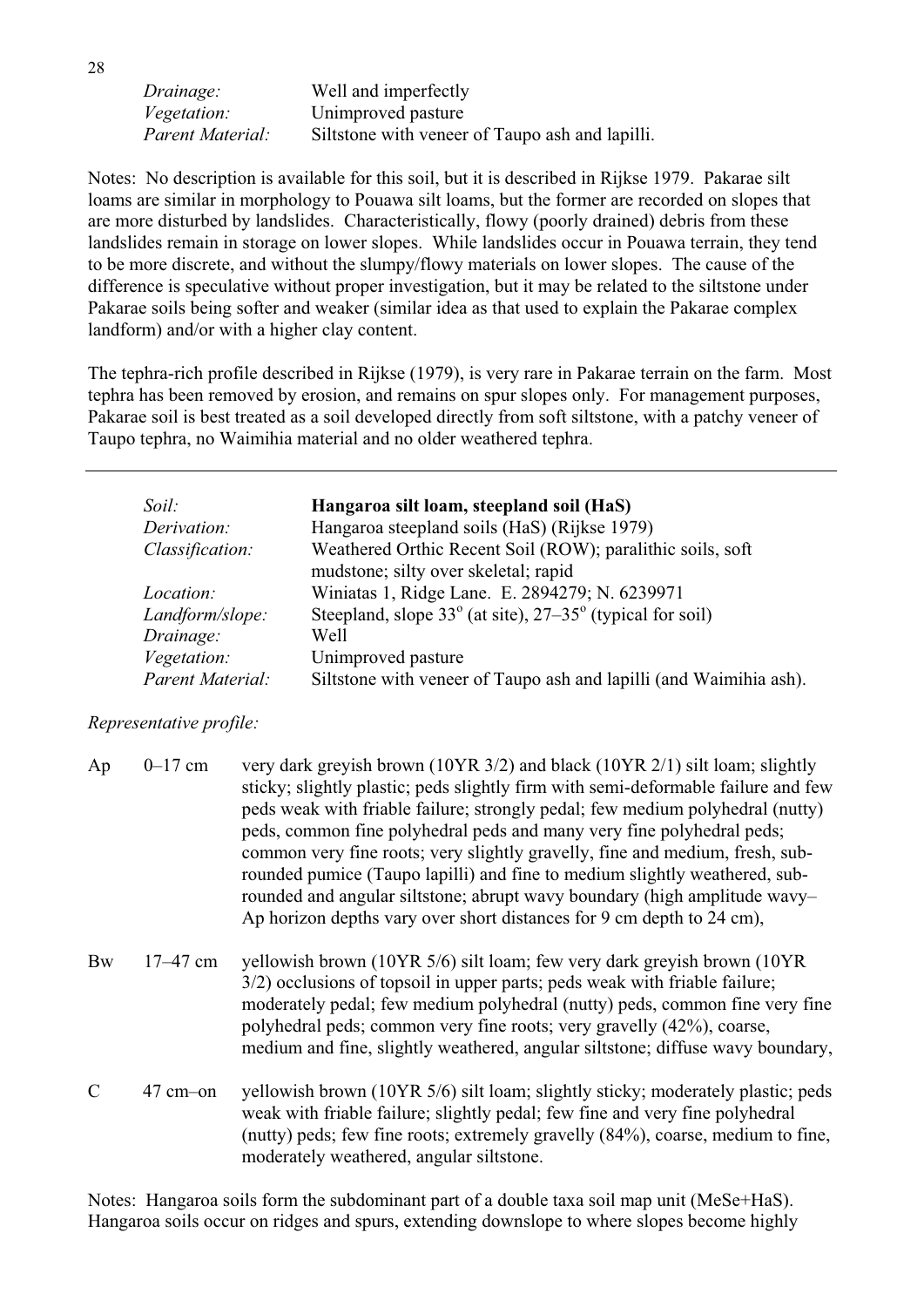| | |
|---|---|
| *Drainage:* | Well and imperfectly |
| *Vegetation:* | Unimproved pasture |
| *Parent Material:* | Siltstone with veneer of Taupo ash and lapilli. |

Notes: No description is available for this soil, but it is described in Rijkse 1979. Pakarae silt loams are similar in morphology to Pouawa silt loams, but the former are recorded on slopes that are more disturbed by landslides. Characteristically, flowy (poorly drained) debris from these landslides remain in storage on lower slopes. While landslides occur in Pouawa terrain, they tend to be more discrete, and without the slumpy/flowy materials on lower slopes. The cause of the difference is speculative without proper investigation, but it may be related to the siltstone under Pakarae soils being softer and weaker (similar idea as that used to explain the Pakarae complex landform) and/or with a higher clay content.

The tephra-rich profile described in Rijkse (1979), is very rare in Pakarae terrain on the farm. Most tephra has been removed by erosion, and remains on spur slopes only. For management purposes, Pakarae soil is best treated as a soil developed directly from soft siltstone, with a patchy veneer of Taupo tephra, no Waimihia material and no older weathered tephra.

---

| | |
|---|---|
| *Soil:* | **Hangaroa silt loam, steepland soil (HaS)** |
| *Derivation:* | Hangaroa steepland soils (HaS) (Rijkse 1979) |
| *Classification:* | Weathered Orthic Recent Soil (ROW); paralithic soils, soft mudstone; silty over skeletal; rapid |
| *Location:* | Winiatas 1, Ridge Lane. E. 2894279; N. 6239971 |
| *Landform/slope:* | Steepland, slope 33° (at site), 27–35° (typical for soil) |
| *Drainage:* | Well |
| *Vegetation:* | Unimproved pasture |
| *Parent Material:* | Siltstone with veneer of Taupo ash and lapilli (and Waimihia ash). |

*Representative profile:*

| | | |
|---|---|---|
| Ap | 0–17 cm | very dark greyish brown (10YR 3/2) and black (10YR 2/1) silt loam; slightly sticky; slightly plastic; peds slightly firm with semi-deformable failure and few peds weak with friable failure; strongly pedal; few medium polyhedral (nutty) peds, common fine polyhedral peds and many very fine polyhedral peds; common very fine roots; very slightly gravelly, fine and medium, fresh, sub-rounded pumice (Taupo lapilli) and fine to medium slightly weathered, sub-rounded and angular siltstone; abrupt wavy boundary (high amplitude wavy– Ap horizon depths vary over short distances for 9 cm depth to 24 cm), |
| Bw | 17–47 cm | yellowish brown (10YR 5/6) silt loam; few very dark greyish brown (10YR 3/2) occlusions of topsoil in upper parts; peds weak with friable failure; moderately pedal; few medium polyhedral (nutty) peds, common fine very fine polyhedral peds; common very fine roots; very gravelly (42%), coarse, medium and fine, slightly weathered, angular siltstone; diffuse wavy boundary, |
| C | 47 cm–on | yellowish brown (10YR 5/6) silt loam; slightly sticky; moderately plastic; peds weak with friable failure; slightly pedal; few fine and very fine polyhedral (nutty) peds; few fine roots; extremely gravelly (84%), coarse, medium to fine, moderately weathered, angular siltstone. |

Notes: Hangaroa soils form the subdominant part of a double taxa soil map unit (MeSe+HaS). Hangaroa soils occur on ridges and spurs, extending downslope to where slopes become highly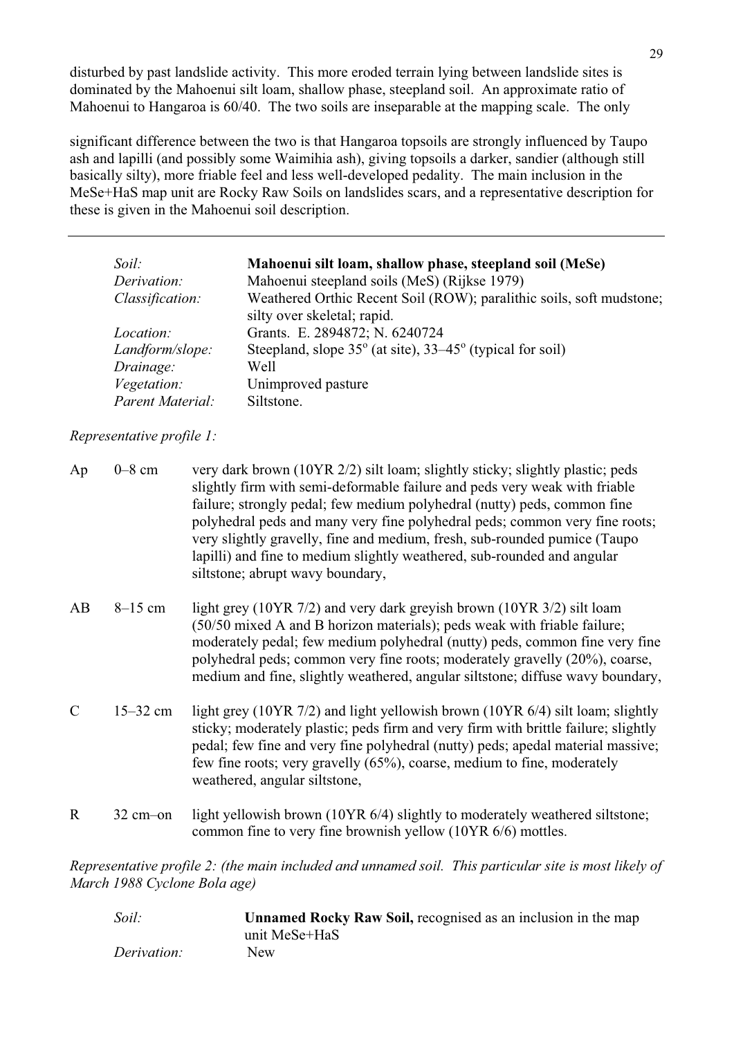disturbed by past landslide activity. This more eroded terrain lying between landslide sites is dominated by the Mahoenui silt loam, shallow phase, steepland soil. An approximate ratio of Mahoenui to Hangaroa is 60/40. The two soils are inseparable at the mapping scale. The only

significant difference between the two is that Hangaroa topsoils are strongly influenced by Taupo ash and lapilli (and possibly some Waimihia ash), giving topsoils a darker, sandier (although still basically silty), more friable feel and less well-developed pedality. The main inclusion in the MeSe+HaS map unit are Rocky Raw Soils on landslides scars, and a representative description for these is given in the Mahoenui soil description.

---

| | |
|---|---|
| *Soil:* | **Mahoenui silt loam, shallow phase, steepland soil (MeSe)** |
| *Derivation:* | Mahoenui steepland soils (MeS) (Rijkse 1979) |
| *Classification:* | Weathered Orthic Recent Soil (ROW); paralithic soils, soft mudstone; silty over skeletal; rapid. |
| *Location:* | Grants. E. 2894872; N. 6240724 |
| *Landform/slope:* | Steepland, slope 35° (at site), 33–45° (typical for soil) |
| *Drainage:* | Well |
| *Vegetation:* | Unimproved pasture |
| *Parent Material:* | Siltstone. |

*Representative profile 1:*

| | | |
|---|---|---|
| Ap | 0–8 cm | very dark brown (10YR 2/2) silt loam; slightly sticky; slightly plastic; peds slightly firm with semi-deformable failure and peds very weak with friable failure; strongly pedal; few medium polyhedral (nutty) peds, common fine polyhedral peds and many very fine polyhedral peds; common very fine roots; very slightly gravelly, fine and medium, fresh, sub-rounded pumice (Taupo lapilli) and fine to medium slightly weathered, sub-rounded and angular siltstone; abrupt wavy boundary, |
| AB | 8–15 cm | light grey (10YR 7/2) and very dark greyish brown (10YR 3/2) silt loam (50/50 mixed A and B horizon materials); peds weak with friable failure; moderately pedal; few medium polyhedral (nutty) peds, common fine very fine polyhedral peds; common very fine roots; moderately gravelly (20%), coarse, medium and fine, slightly weathered, angular siltstone; diffuse wavy boundary, |
| C | 15–32 cm | light grey (10YR 7/2) and light yellowish brown (10YR 6/4) silt loam; slightly sticky; moderately plastic; peds firm and very firm with brittle failure; slightly pedal; few fine and very fine polyhedral (nutty) peds; apedal material massive; few fine roots; very gravelly (65%), coarse, medium to fine, moderately weathered, angular siltstone, |
| R | 32 cm–on | light yellowish brown (10YR 6/4) slightly to moderately weathered siltstone; common fine to very fine brownish yellow (10YR 6/6) mottles. |

*Representative profile 2: (the main included and unnamed soil. This particular site is most likely of March 1988 Cyclone Bola age)*

| | |
|---|---|
| *Soil:* | **Unnamed Rocky Raw Soil,** recognised as an inclusion in the map unit MeSe+HaS |
| *Derivation:* | New |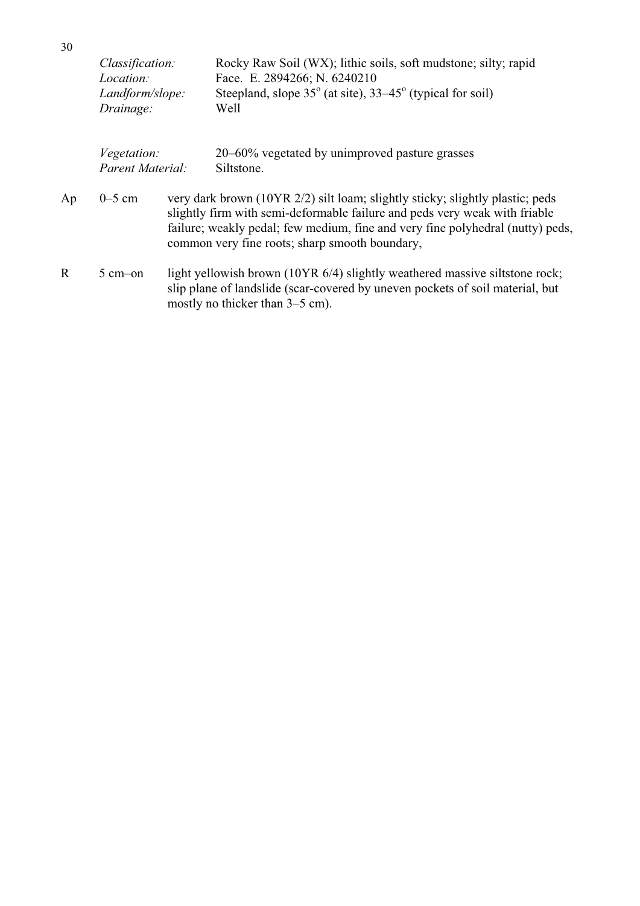*Classification:* Rocky Raw Soil (WX); lithic soils, soft mudstone; silty; rapid
*Location:* Face. E. 2894266; N. 6240210
*Landform/slope:* Steepland, slope 35$^{o}$ (at site), 33–45$^{o}$ (typical for soil)
*Drainage:* Well

*Vegetation:* 20–60% vegetated by unimproved pasture grasses
*Parent Material:* Siltstone.

| | | |
|---|---|---|
| Ap | 0–5 cm | very dark brown (10YR 2/2) silt loam; slightly sticky; slightly plastic; peds slightly firm with semi-deformable failure and peds very weak with friable failure; weakly pedal; few medium, fine and very fine polyhedral (nutty) peds, common very fine roots; sharp smooth boundary, |
| R | 5 cm–on | light yellowish brown (10YR 6/4) slightly weathered massive siltstone rock; slip plane of landslide (scar-covered by uneven pockets of soil material, but mostly no thicker than 3–5 cm). |